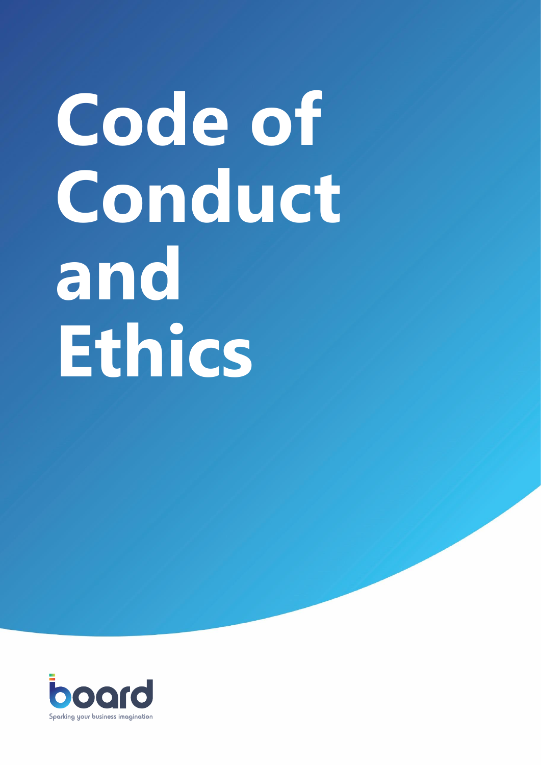# Code of Conduct and Ethics

board

Sparking your business imagination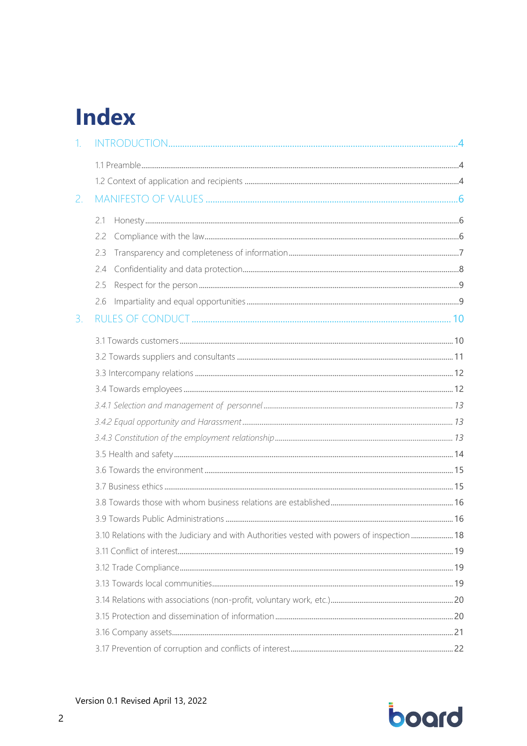# Index

1. INTRODUCTION ..... 4
   - 1.1 Preamble ..... 4
   - 1.2 Context of application and recipients ..... 4
2. MANIFESTO OF VALUES ..... 6
   - 2.1 Honesty ..... 6
   - 2.2 Compliance with the law ..... 6
   - 2.3 Transparency and completeness of information ..... 7
   - 2.4 Confidentiality and data protection ..... 8
   - 2.5 Respect for the person ..... 9
   - 2.6 Impartiality and equal opportunities ..... 9
3. RULES OF CONDUCT ..... 10
   - 3.1 Towards customers ..... 10
   - 3.2 Towards suppliers and consultants ..... 11
   - 3.3 Intercompany relations ..... 12
   - 3.4 Towards employees ..... 12
     - *3.4.1 Selection and management of personnel ..... 13*
     - *3.4.2 Equal opportunity and Harassment ..... 13*
     - *3.4.3 Constitution of the employment relationship ..... 13*
   - 3.5 Health and safety ..... 14
   - 3.6 Towards the environment ..... 15
   - 3.7 Business ethics ..... 15
   - 3.8 Towards those with whom business relations are established ..... 16
   - 3.9 Towards Public Administrations ..... 16
   - 3.10 Relations with the Judiciary and with Authorities vested with powers of inspection ..... 18
   - 3.11 Conflict of interest ..... 19
   - 3.12 Trade Compliance ..... 19
   - 3.13 Towards local communities ..... 19
   - 3.14 Relations with associations (non-profit, voluntary work, etc.) ..... 20
   - 3.15 Protection and dissemination of information ..... 20
   - 3.16 Company assets ..... 21
   - 3.17 Prevention of corruption and conflicts of interest ..... 22

Version 0.1 Revised April 13, 2022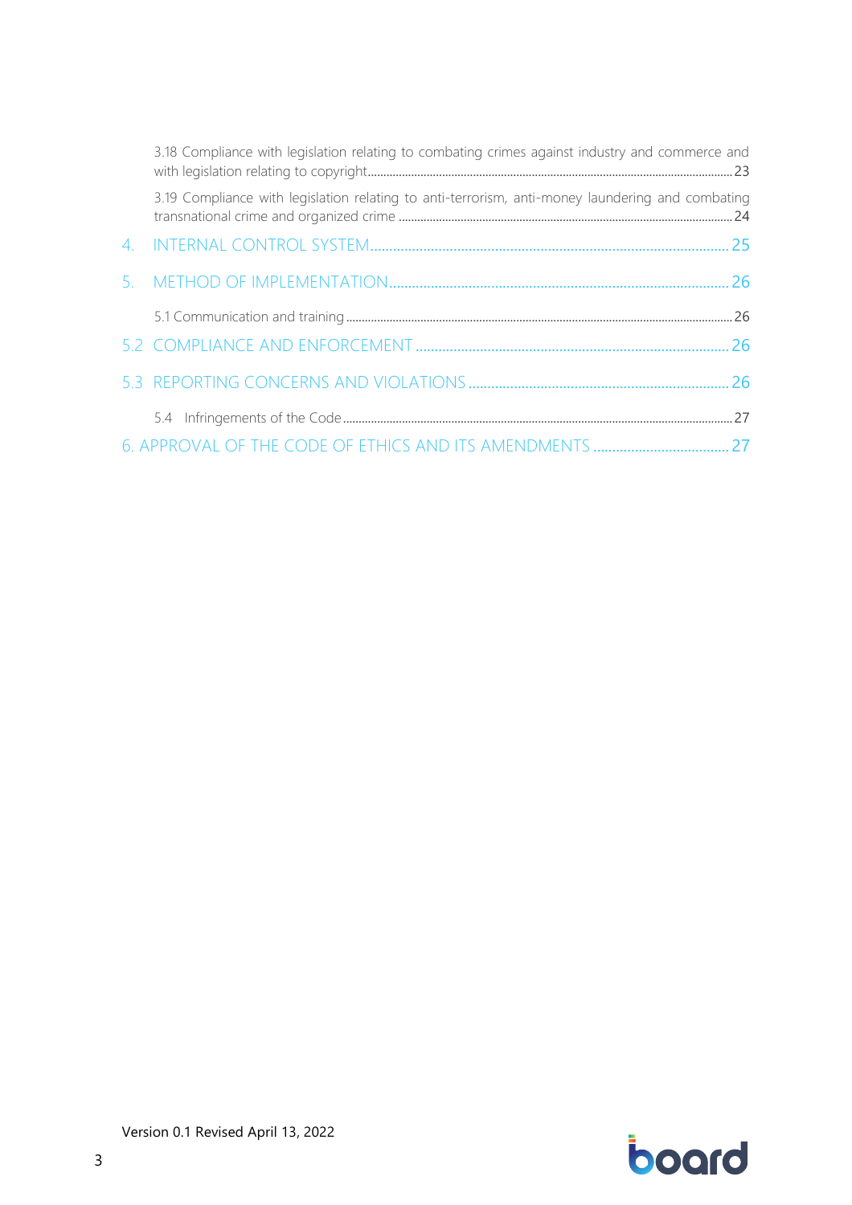3.18 Compliance with legislation relating to combating crimes against industry and commerce and with legislation relating to copyright ........ 23

3.19 Compliance with legislation relating to anti-terrorism, anti-money laundering and combating transnational crime and organized crime ........ 24

4. INTERNAL CONTROL SYSTEM ........ 25

5. METHOD OF IMPLEMENTATION ........ 26

5.1 Communication and training ........ 26

5.2 COMPLIANCE AND ENFORCEMENT ........ 26

5.3 REPORTING CONCERNS AND VIOLATIONS ........ 26

5.4 Infringements of the Code ........ 27

6. APPROVAL OF THE CODE OF ETHICS AND ITS AMENDMENTS ........ 27

Version 0.1 Revised April 13, 2022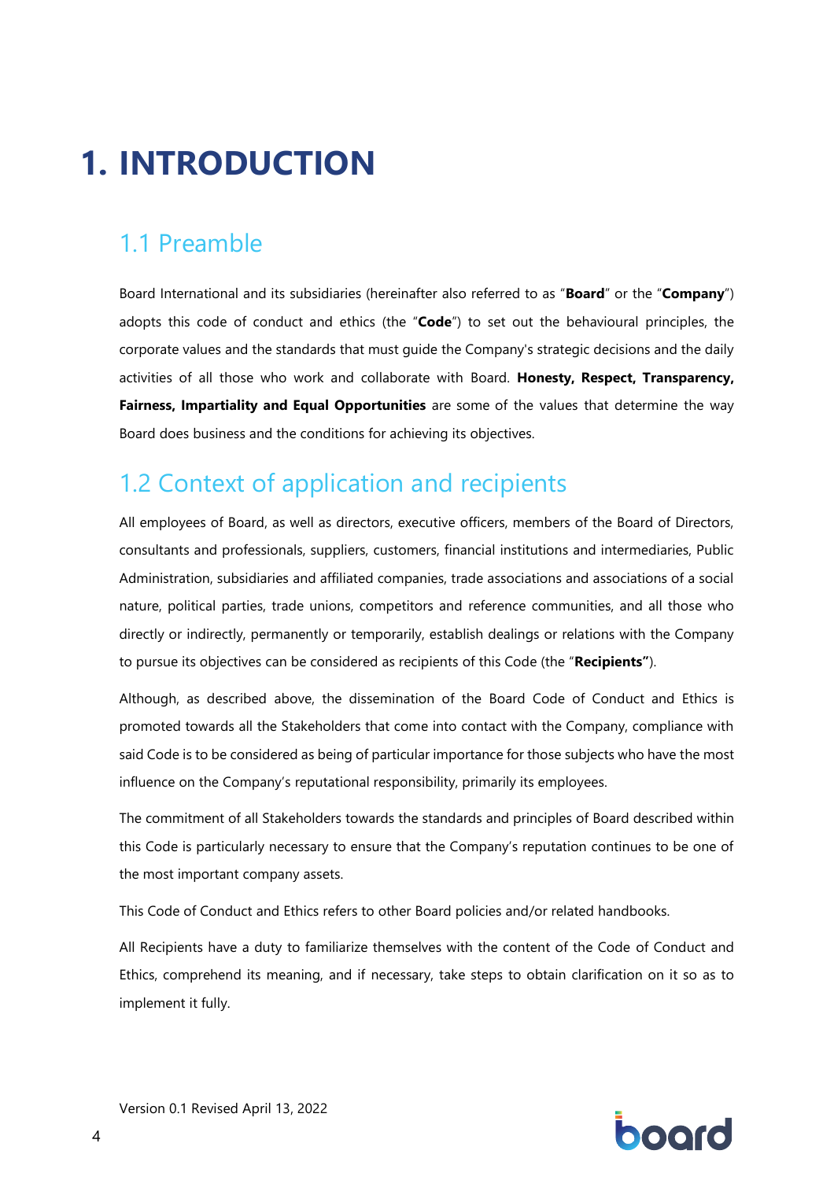# 1. INTRODUCTION

## 1.1 Preamble

Board International and its subsidiaries (hereinafter also referred to as "**Board**" or the "**Company**") adopts this code of conduct and ethics (the "**Code**") to set out the behavioural principles, the corporate values and the standards that must guide the Company's strategic decisions and the daily activities of all those who work and collaborate with Board. **Honesty, Respect, Transparency, Fairness, Impartiality and Equal Opportunities** are some of the values that determine the way Board does business and the conditions for achieving its objectives.

## 1.2 Context of application and recipients

All employees of Board, as well as directors, executive officers, members of the Board of Directors, consultants and professionals, suppliers, customers, financial institutions and intermediaries, Public Administration, subsidiaries and affiliated companies, trade associations and associations of a social nature, political parties, trade unions, competitors and reference communities, and all those who directly or indirectly, permanently or temporarily, establish dealings or relations with the Company to pursue its objectives can be considered as recipients of this Code (the "**Recipients"**).

Although, as described above, the dissemination of the Board Code of Conduct and Ethics is promoted towards all the Stakeholders that come into contact with the Company, compliance with said Code is to be considered as being of particular importance for those subjects who have the most influence on the Company's reputational responsibility, primarily its employees.

The commitment of all Stakeholders towards the standards and principles of Board described within this Code is particularly necessary to ensure that the Company's reputation continues to be one of the most important company assets.

This Code of Conduct and Ethics refers to other Board policies and/or related handbooks.

All Recipients have a duty to familiarize themselves with the content of the Code of Conduct and Ethics, comprehend its meaning, and if necessary, take steps to obtain clarification on it so as to implement it fully.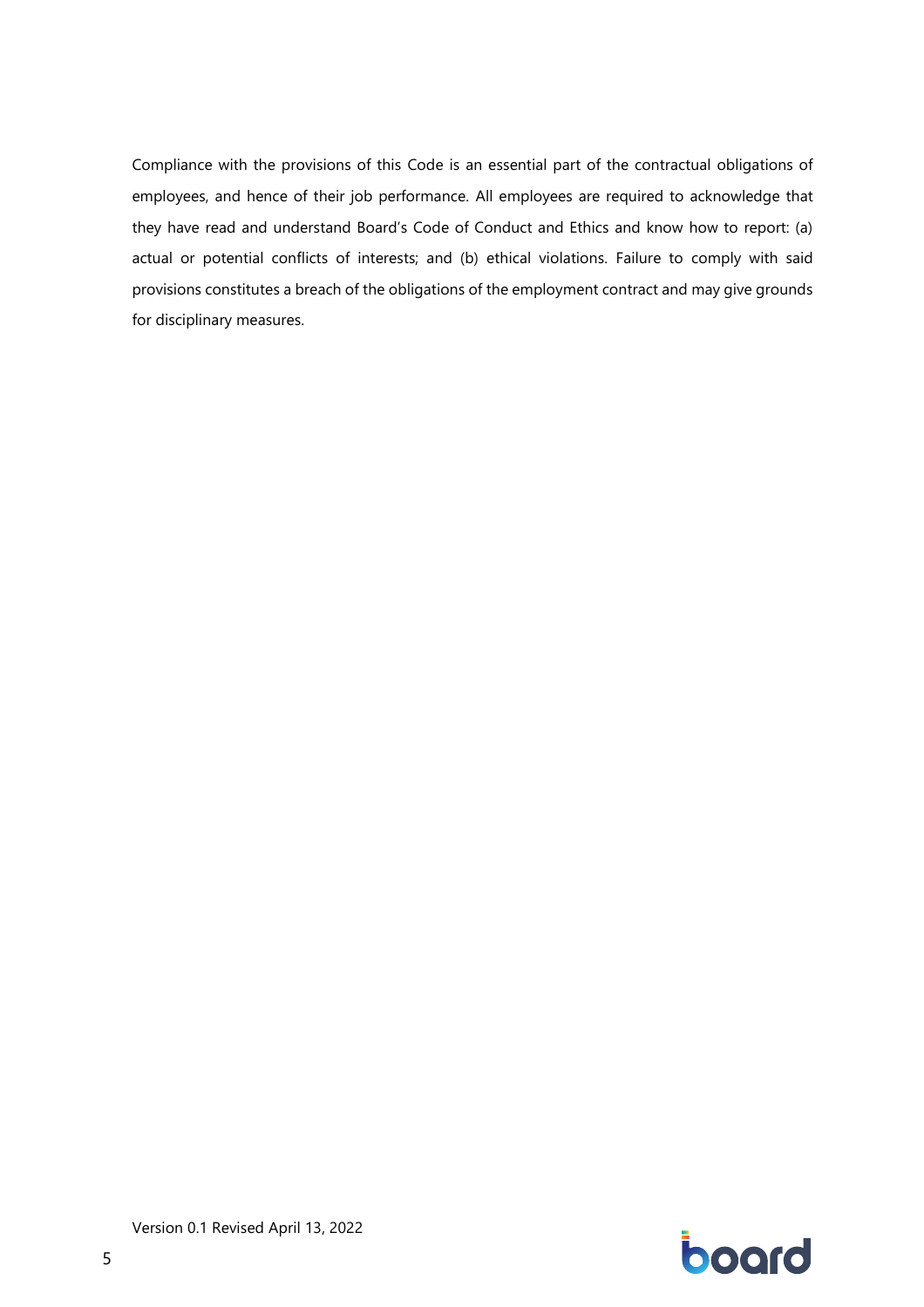Compliance with the provisions of this Code is an essential part of the contractual obligations of employees, and hence of their job performance. All employees are required to acknowledge that they have read and understand Board's Code of Conduct and Ethics and know how to report: (a) actual or potential conflicts of interests; and (b) ethical violations. Failure to comply with said provisions constitutes a breach of the obligations of the employment contract and may give grounds for disciplinary measures.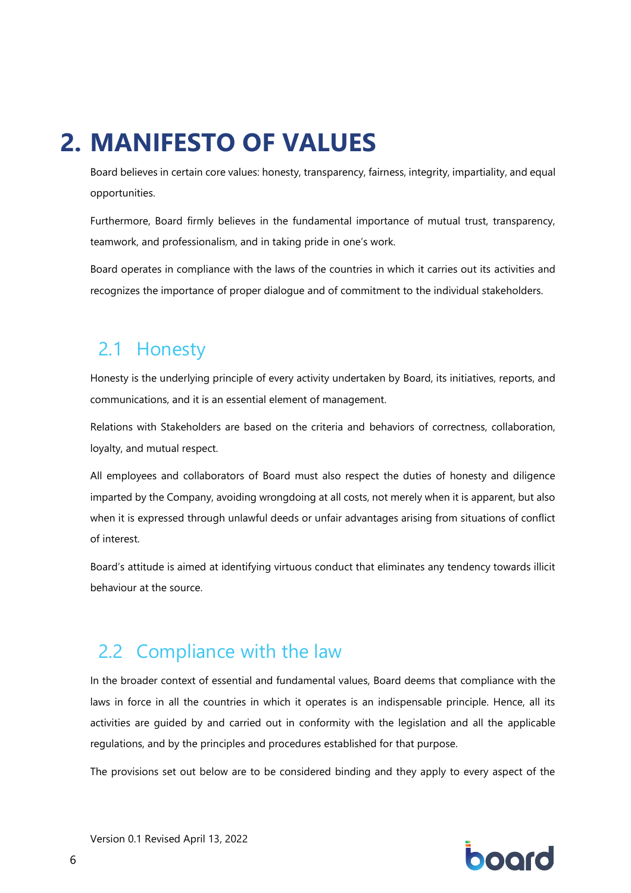# 2. MANIFESTO OF VALUES

Board believes in certain core values: honesty, transparency, fairness, integrity, impartiality, and equal opportunities.

Furthermore, Board firmly believes in the fundamental importance of mutual trust, transparency, teamwork, and professionalism, and in taking pride in one's work.

Board operates in compliance with the laws of the countries in which it carries out its activities and recognizes the importance of proper dialogue and of commitment to the individual stakeholders.

## 2.1 Honesty

Honesty is the underlying principle of every activity undertaken by Board, its initiatives, reports, and communications, and it is an essential element of management.

Relations with Stakeholders are based on the criteria and behaviors of correctness, collaboration, loyalty, and mutual respect.

All employees and collaborators of Board must also respect the duties of honesty and diligence imparted by the Company, avoiding wrongdoing at all costs, not merely when it is apparent, but also when it is expressed through unlawful deeds or unfair advantages arising from situations of conflict of interest.

Board's attitude is aimed at identifying virtuous conduct that eliminates any tendency towards illicit behaviour at the source.

## 2.2 Compliance with the law

In the broader context of essential and fundamental values, Board deems that compliance with the laws in force in all the countries in which it operates is an indispensable principle. Hence, all its activities are guided by and carried out in conformity with the legislation and all the applicable regulations, and by the principles and procedures established for that purpose.

The provisions set out below are to be considered binding and they apply to every aspect of the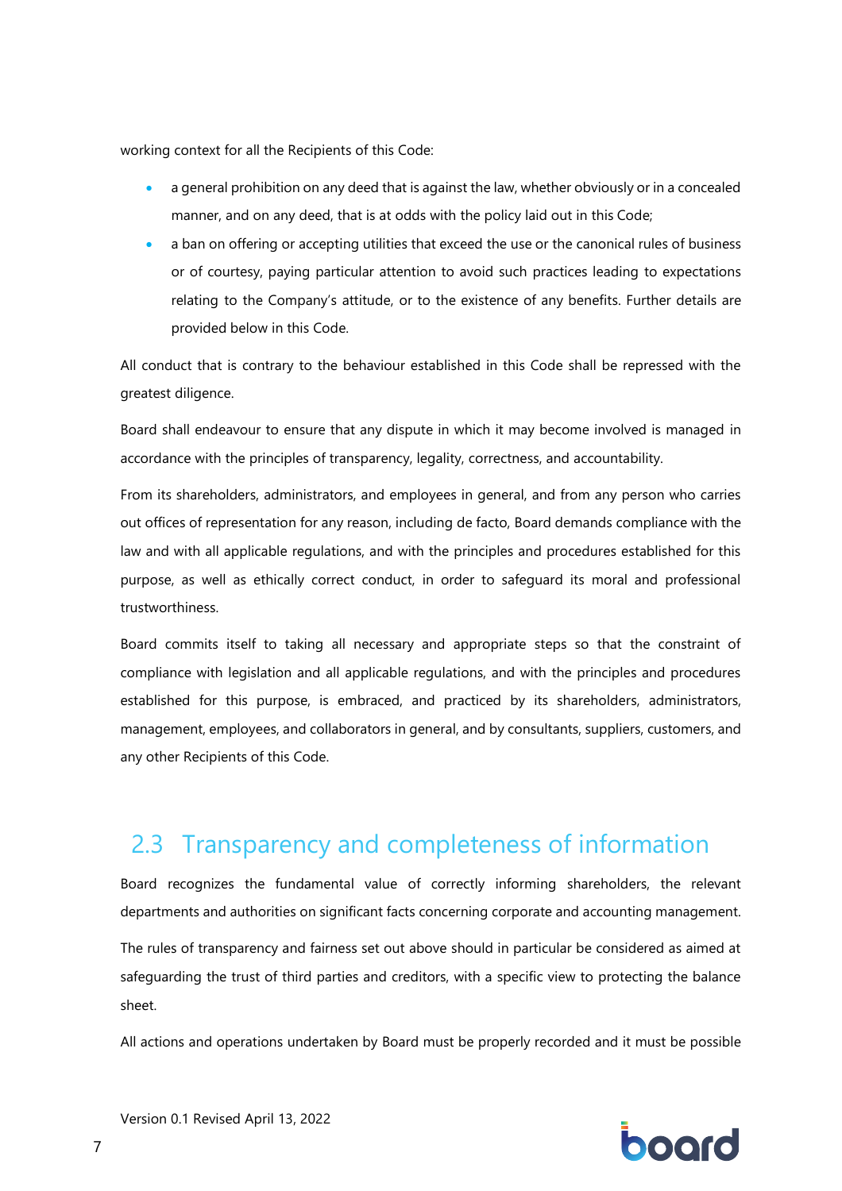working context for all the Recipients of this Code:

- a general prohibition on any deed that is against the law, whether obviously or in a concealed manner, and on any deed, that is at odds with the policy laid out in this Code;
- a ban on offering or accepting utilities that exceed the use or the canonical rules of business or of courtesy, paying particular attention to avoid such practices leading to expectations relating to the Company's attitude, or to the existence of any benefits. Further details are provided below in this Code.

All conduct that is contrary to the behaviour established in this Code shall be repressed with the greatest diligence.

Board shall endeavour to ensure that any dispute in which it may become involved is managed in accordance with the principles of transparency, legality, correctness, and accountability.

From its shareholders, administrators, and employees in general, and from any person who carries out offices of representation for any reason, including de facto, Board demands compliance with the law and with all applicable regulations, and with the principles and procedures established for this purpose, as well as ethically correct conduct, in order to safeguard its moral and professional trustworthiness.

Board commits itself to taking all necessary and appropriate steps so that the constraint of compliance with legislation and all applicable regulations, and with the principles and procedures established for this purpose, is embraced, and practiced by its shareholders, administrators, management, employees, and collaborators in general, and by consultants, suppliers, customers, and any other Recipients of this Code.

## 2.3 Transparency and completeness of information

Board recognizes the fundamental value of correctly informing shareholders, the relevant departments and authorities on significant facts concerning corporate and accounting management.

The rules of transparency and fairness set out above should in particular be considered as aimed at safeguarding the trust of third parties and creditors, with a specific view to protecting the balance sheet.

All actions and operations undertaken by Board must be properly recorded and it must be possible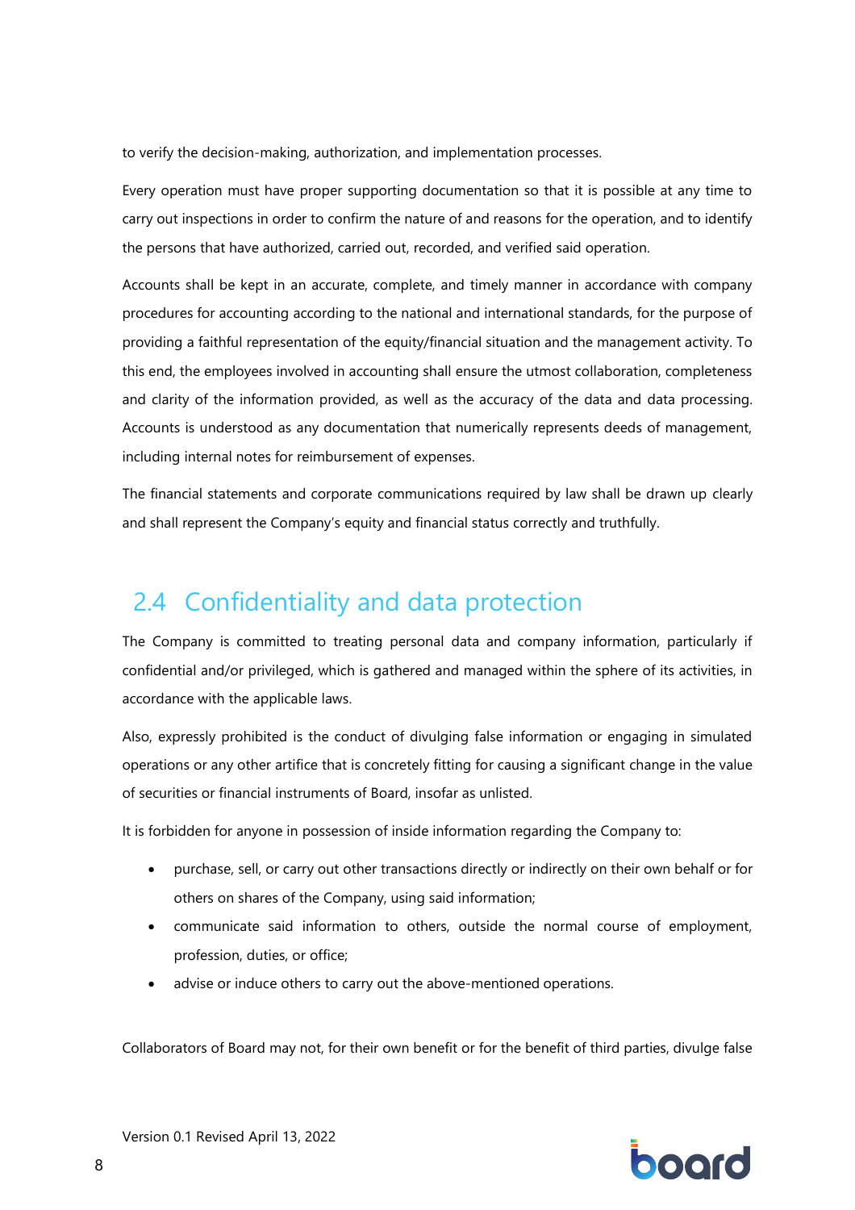to verify the decision-making, authorization, and implementation processes.

Every operation must have proper supporting documentation so that it is possible at any time to carry out inspections in order to confirm the nature of and reasons for the operation, and to identify the persons that have authorized, carried out, recorded, and verified said operation.

Accounts shall be kept in an accurate, complete, and timely manner in accordance with company procedures for accounting according to the national and international standards, for the purpose of providing a faithful representation of the equity/financial situation and the management activity. To this end, the employees involved in accounting shall ensure the utmost collaboration, completeness and clarity of the information provided, as well as the accuracy of the data and data processing. Accounts is understood as any documentation that numerically represents deeds of management, including internal notes for reimbursement of expenses.

The financial statements and corporate communications required by law shall be drawn up clearly and shall represent the Company's equity and financial status correctly and truthfully.

## 2.4 Confidentiality and data protection

The Company is committed to treating personal data and company information, particularly if confidential and/or privileged, which is gathered and managed within the sphere of its activities, in accordance with the applicable laws.

Also, expressly prohibited is the conduct of divulging false information or engaging in simulated operations or any other artifice that is concretely fitting for causing a significant change in the value of securities or financial instruments of Board, insofar as unlisted.

It is forbidden for anyone in possession of inside information regarding the Company to:

- purchase, sell, or carry out other transactions directly or indirectly on their own behalf or for others on shares of the Company, using said information;
- communicate said information to others, outside the normal course of employment, profession, duties, or office;
- advise or induce others to carry out the above-mentioned operations.

Collaborators of Board may not, for their own benefit or for the benefit of third parties, divulge false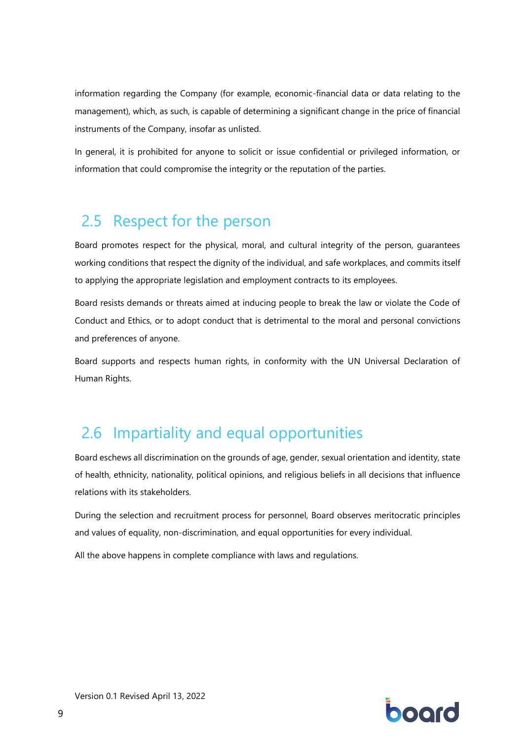information regarding the Company (for example, economic-financial data or data relating to the management), which, as such, is capable of determining a significant change in the price of financial instruments of the Company, insofar as unlisted.

In general, it is prohibited for anyone to solicit or issue confidential or privileged information, or information that could compromise the integrity or the reputation of the parties.

## 2.5 Respect for the person

Board promotes respect for the physical, moral, and cultural integrity of the person, guarantees working conditions that respect the dignity of the individual, and safe workplaces, and commits itself to applying the appropriate legislation and employment contracts to its employees.

Board resists demands or threats aimed at inducing people to break the law or violate the Code of Conduct and Ethics, or to adopt conduct that is detrimental to the moral and personal convictions and preferences of anyone.

Board supports and respects human rights, in conformity with the UN Universal Declaration of Human Rights.

## 2.6 Impartiality and equal opportunities

Board eschews all discrimination on the grounds of age, gender, sexual orientation and identity, state of health, ethnicity, nationality, political opinions, and religious beliefs in all decisions that influence relations with its stakeholders.

During the selection and recruitment process for personnel, Board observes meritocratic principles and values of equality, non-discrimination, and equal opportunities for every individual.

All the above happens in complete compliance with laws and regulations.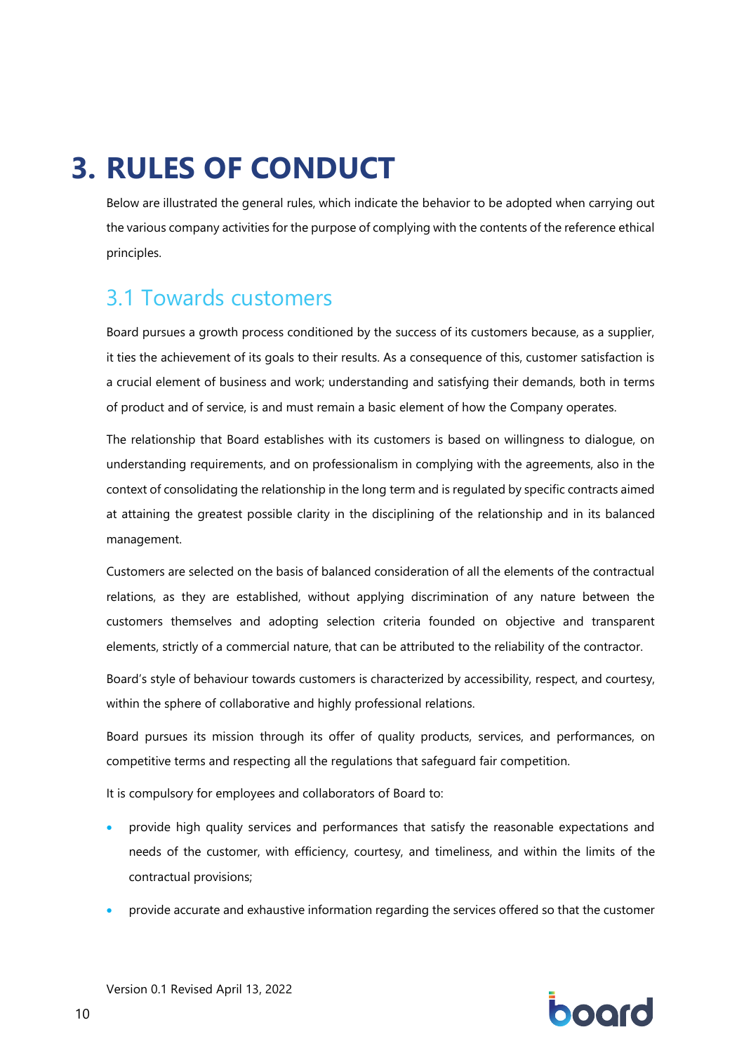# 3. RULES OF CONDUCT

Below are illustrated the general rules, which indicate the behavior to be adopted when carrying out the various company activities for the purpose of complying with the contents of the reference ethical principles.

## 3.1 Towards customers

Board pursues a growth process conditioned by the success of its customers because, as a supplier, it ties the achievement of its goals to their results. As a consequence of this, customer satisfaction is a crucial element of business and work; understanding and satisfying their demands, both in terms of product and of service, is and must remain a basic element of how the Company operates.

The relationship that Board establishes with its customers is based on willingness to dialogue, on understanding requirements, and on professionalism in complying with the agreements, also in the context of consolidating the relationship in the long term and is regulated by specific contracts aimed at attaining the greatest possible clarity in the disciplining of the relationship and in its balanced management.

Customers are selected on the basis of balanced consideration of all the elements of the contractual relations, as they are established, without applying discrimination of any nature between the customers themselves and adopting selection criteria founded on objective and transparent elements, strictly of a commercial nature, that can be attributed to the reliability of the contractor.

Board's style of behaviour towards customers is characterized by accessibility, respect, and courtesy, within the sphere of collaborative and highly professional relations.

Board pursues its mission through its offer of quality products, services, and performances, on competitive terms and respecting all the regulations that safeguard fair competition.

It is compulsory for employees and collaborators of Board to:

- provide high quality services and performances that satisfy the reasonable expectations and needs of the customer, with efficiency, courtesy, and timeliness, and within the limits of the contractual provisions;
- provide accurate and exhaustive information regarding the services offered so that the customer

Version 0.1 Revised April 13, 2022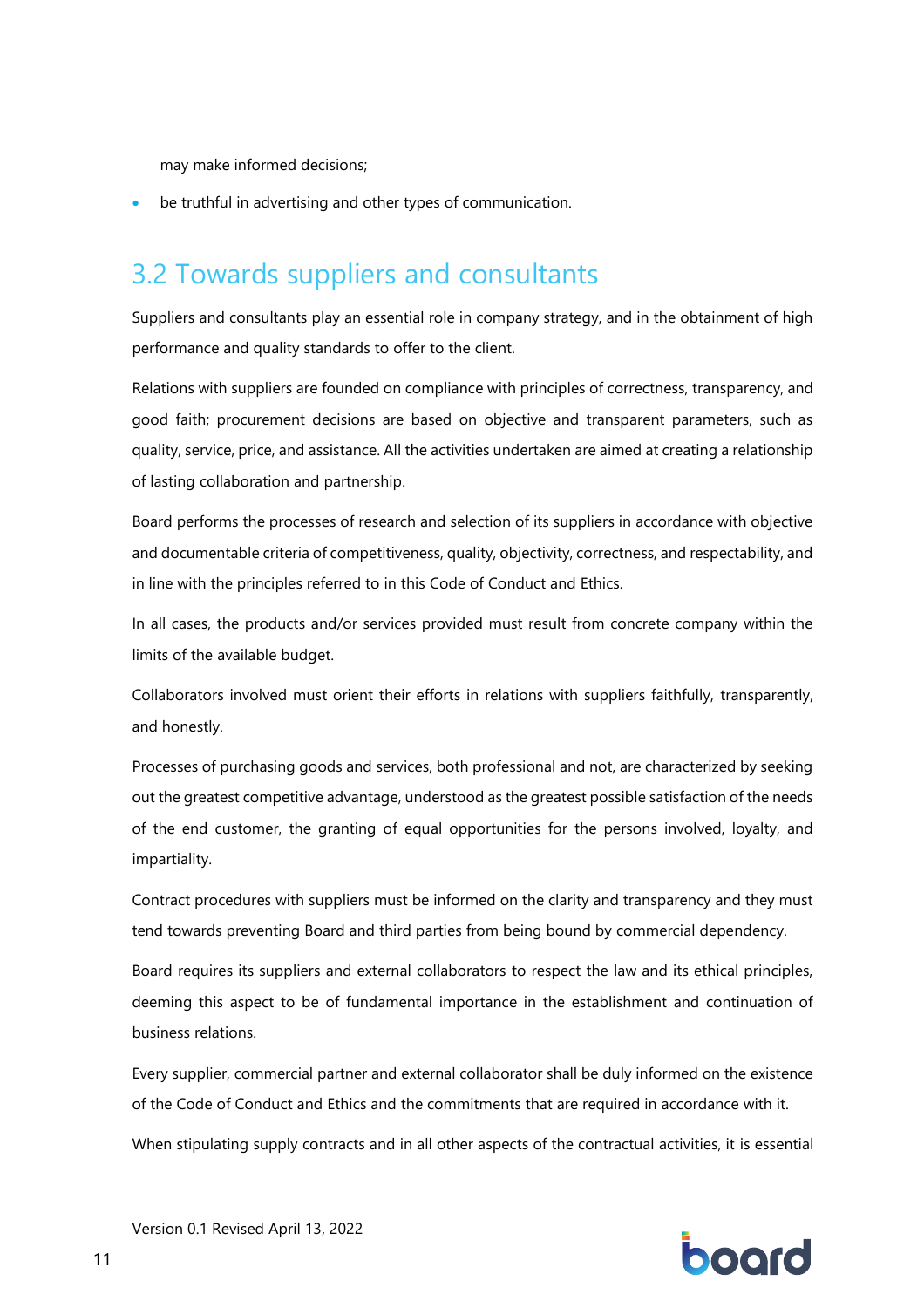may make informed decisions;

- be truthful in advertising and other types of communication.

## 3.2 Towards suppliers and consultants

Suppliers and consultants play an essential role in company strategy, and in the obtainment of high performance and quality standards to offer to the client.

Relations with suppliers are founded on compliance with principles of correctness, transparency, and good faith; procurement decisions are based on objective and transparent parameters, such as quality, service, price, and assistance. All the activities undertaken are aimed at creating a relationship of lasting collaboration and partnership.

Board performs the processes of research and selection of its suppliers in accordance with objective and documentable criteria of competitiveness, quality, objectivity, correctness, and respectability, and in line with the principles referred to in this Code of Conduct and Ethics.

In all cases, the products and/or services provided must result from concrete company within the limits of the available budget.

Collaborators involved must orient their efforts in relations with suppliers faithfully, transparently, and honestly.

Processes of purchasing goods and services, both professional and not, are characterized by seeking out the greatest competitive advantage, understood as the greatest possible satisfaction of the needs of the end customer, the granting of equal opportunities for the persons involved, loyalty, and impartiality.

Contract procedures with suppliers must be informed on the clarity and transparency and they must tend towards preventing Board and third parties from being bound by commercial dependency.

Board requires its suppliers and external collaborators to respect the law and its ethical principles, deeming this aspect to be of fundamental importance in the establishment and continuation of business relations.

Every supplier, commercial partner and external collaborator shall be duly informed on the existence of the Code of Conduct and Ethics and the commitments that are required in accordance with it.

When stipulating supply contracts and in all other aspects of the contractual activities, it is essential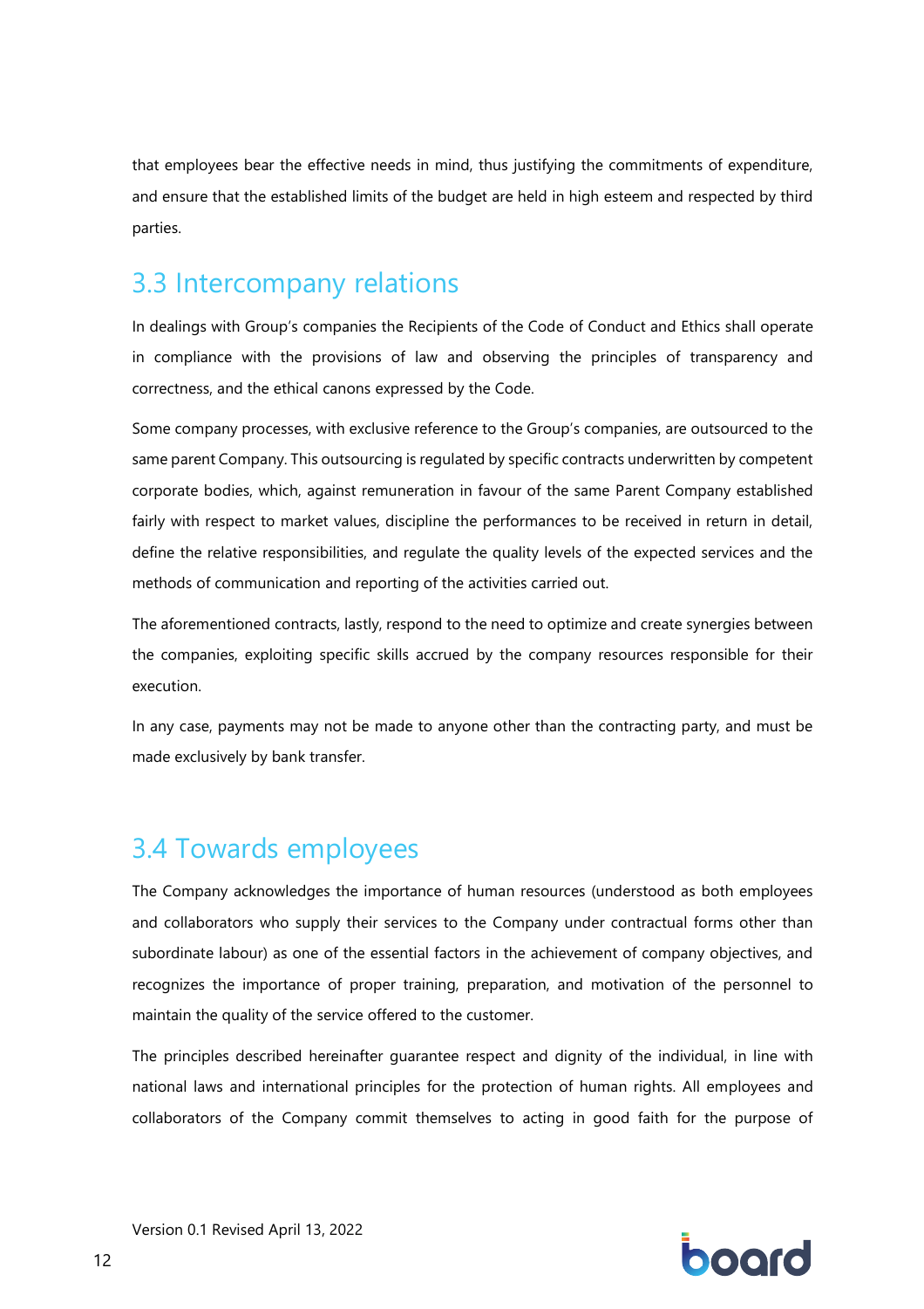that employees bear the effective needs in mind, thus justifying the commitments of expenditure, and ensure that the established limits of the budget are held in high esteem and respected by third parties.

## 3.3 Intercompany relations

In dealings with Group's companies the Recipients of the Code of Conduct and Ethics shall operate in compliance with the provisions of law and observing the principles of transparency and correctness, and the ethical canons expressed by the Code.

Some company processes, with exclusive reference to the Group's companies, are outsourced to the same parent Company. This outsourcing is regulated by specific contracts underwritten by competent corporate bodies, which, against remuneration in favour of the same Parent Company established fairly with respect to market values, discipline the performances to be received in return in detail, define the relative responsibilities, and regulate the quality levels of the expected services and the methods of communication and reporting of the activities carried out.

The aforementioned contracts, lastly, respond to the need to optimize and create synergies between the companies, exploiting specific skills accrued by the company resources responsible for their execution.

In any case, payments may not be made to anyone other than the contracting party, and must be made exclusively by bank transfer.

## 3.4 Towards employees

The Company acknowledges the importance of human resources (understood as both employees and collaborators who supply their services to the Company under contractual forms other than subordinate labour) as one of the essential factors in the achievement of company objectives, and recognizes the importance of proper training, preparation, and motivation of the personnel to maintain the quality of the service offered to the customer.

The principles described hereinafter guarantee respect and dignity of the individual, in line with national laws and international principles for the protection of human rights. All employees and collaborators of the Company commit themselves to acting in good faith for the purpose of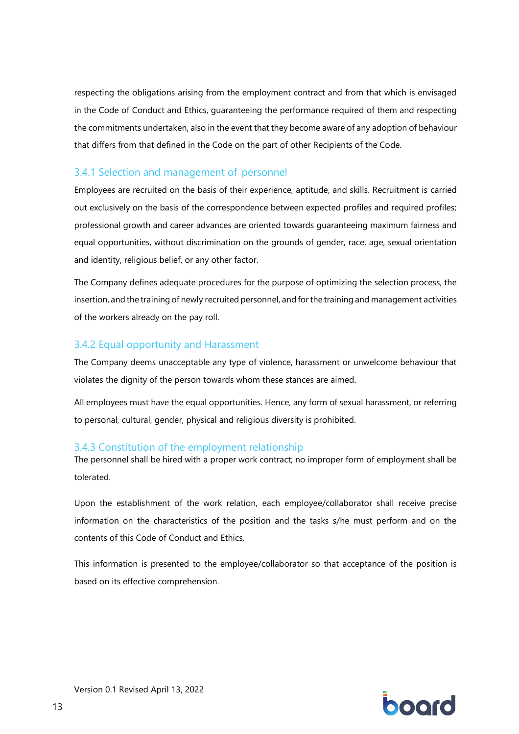respecting the obligations arising from the employment contract and from that which is envisaged in the Code of Conduct and Ethics, guaranteeing the performance required of them and respecting the commitments undertaken, also in the event that they become aware of any adoption of behaviour that differs from that defined in the Code on the part of other Recipients of the Code.

### 3.4.1 Selection and management of personnel

Employees are recruited on the basis of their experience, aptitude, and skills. Recruitment is carried out exclusively on the basis of the correspondence between expected profiles and required profiles; professional growth and career advances are oriented towards guaranteeing maximum fairness and equal opportunities, without discrimination on the grounds of gender, race, age, sexual orientation and identity, religious belief, or any other factor.

The Company defines adequate procedures for the purpose of optimizing the selection process, the insertion, and the training of newly recruited personnel, and for the training and management activities of the workers already on the pay roll.

### 3.4.2 Equal opportunity and Harassment

The Company deems unacceptable any type of violence, harassment or unwelcome behaviour that violates the dignity of the person towards whom these stances are aimed.

All employees must have the equal opportunities. Hence, any form of sexual harassment, or referring to personal, cultural, gender, physical and religious diversity is prohibited.

### 3.4.3 Constitution of the employment relationship

The personnel shall be hired with a proper work contract; no improper form of employment shall be tolerated.

Upon the establishment of the work relation, each employee/collaborator shall receive precise information on the characteristics of the position and the tasks s/he must perform and on the contents of this Code of Conduct and Ethics.

This information is presented to the employee/collaborator so that acceptance of the position is based on its effective comprehension.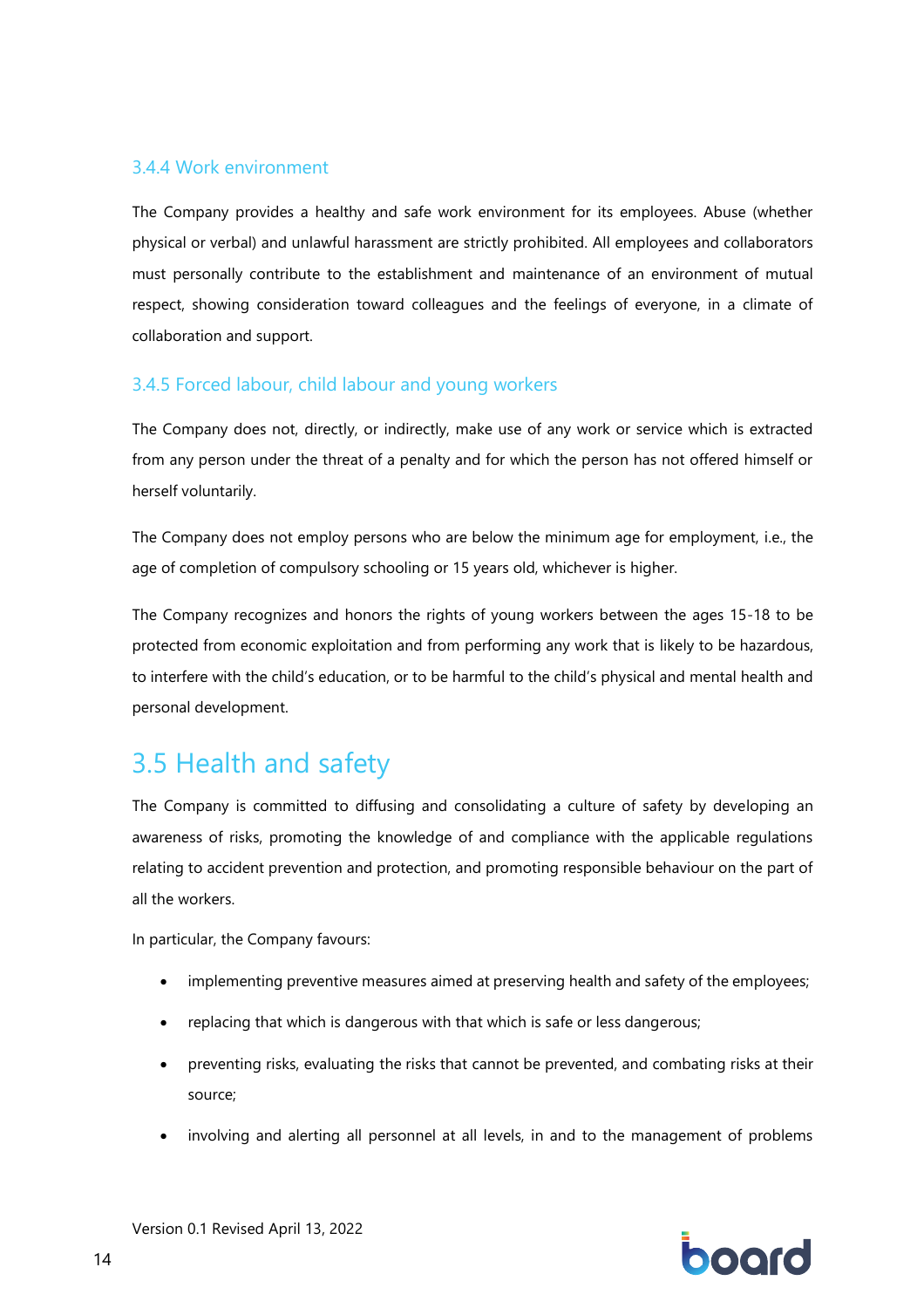### 3.4.4 Work environment

The Company provides a healthy and safe work environment for its employees. Abuse (whether physical or verbal) and unlawful harassment are strictly prohibited. All employees and collaborators must personally contribute to the establishment and maintenance of an environment of mutual respect, showing consideration toward colleagues and the feelings of everyone, in a climate of collaboration and support.

### 3.4.5 Forced labour, child labour and young workers

The Company does not, directly, or indirectly, make use of any work or service which is extracted from any person under the threat of a penalty and for which the person has not offered himself or herself voluntarily.

The Company does not employ persons who are below the minimum age for employment, i.e., the age of completion of compulsory schooling or 15 years old, whichever is higher.

The Company recognizes and honors the rights of young workers between the ages 15-18 to be protected from economic exploitation and from performing any work that is likely to be hazardous, to interfere with the child's education, or to be harmful to the child's physical and mental health and personal development.

## 3.5 Health and safety

The Company is committed to diffusing and consolidating a culture of safety by developing an awareness of risks, promoting the knowledge of and compliance with the applicable regulations relating to accident prevention and protection, and promoting responsible behaviour on the part of all the workers.

In particular, the Company favours:

- implementing preventive measures aimed at preserving health and safety of the employees;
- replacing that which is dangerous with that which is safe or less dangerous;
- preventing risks, evaluating the risks that cannot be prevented, and combating risks at their source;
- involving and alerting all personnel at all levels, in and to the management of problems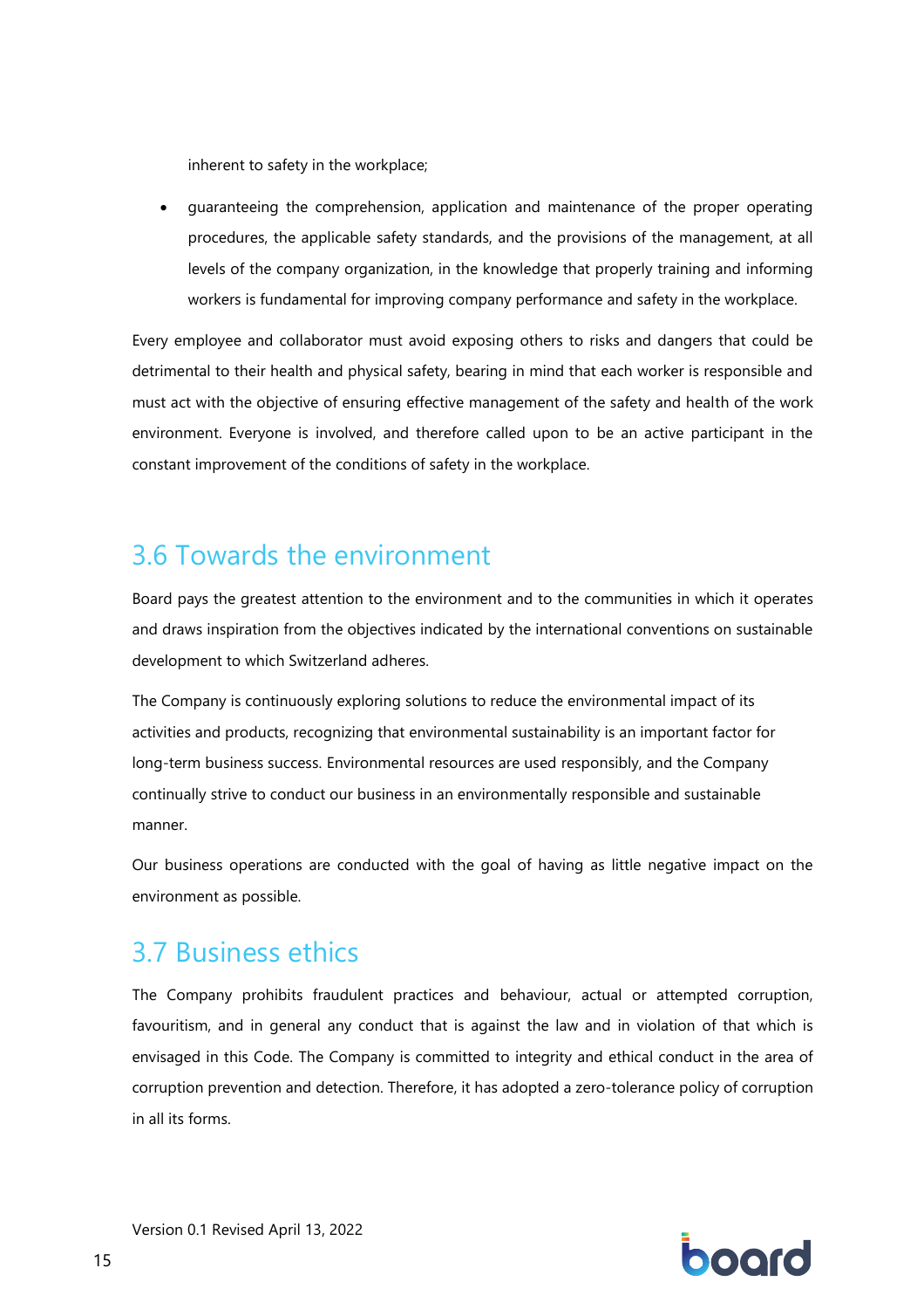inherent to safety in the workplace;

- guaranteeing the comprehension, application and maintenance of the proper operating procedures, the applicable safety standards, and the provisions of the management, at all levels of the company organization, in the knowledge that properly training and informing workers is fundamental for improving company performance and safety in the workplace.

Every employee and collaborator must avoid exposing others to risks and dangers that could be detrimental to their health and physical safety, bearing in mind that each worker is responsible and must act with the objective of ensuring effective management of the safety and health of the work environment. Everyone is involved, and therefore called upon to be an active participant in the constant improvement of the conditions of safety in the workplace.

## 3.6 Towards the environment

Board pays the greatest attention to the environment and to the communities in which it operates and draws inspiration from the objectives indicated by the international conventions on sustainable development to which Switzerland adheres.

The Company is continuously exploring solutions to reduce the environmental impact of its activities and products, recognizing that environmental sustainability is an important factor for long-term business success. Environmental resources are used responsibly, and the Company continually strive to conduct our business in an environmentally responsible and sustainable manner.

Our business operations are conducted with the goal of having as little negative impact on the environment as possible.

## 3.7 Business ethics

The Company prohibits fraudulent practices and behaviour, actual or attempted corruption, favouritism, and in general any conduct that is against the law and in violation of that which is envisaged in this Code. The Company is committed to integrity and ethical conduct in the area of corruption prevention and detection. Therefore, it has adopted a zero-tolerance policy of corruption in all its forms.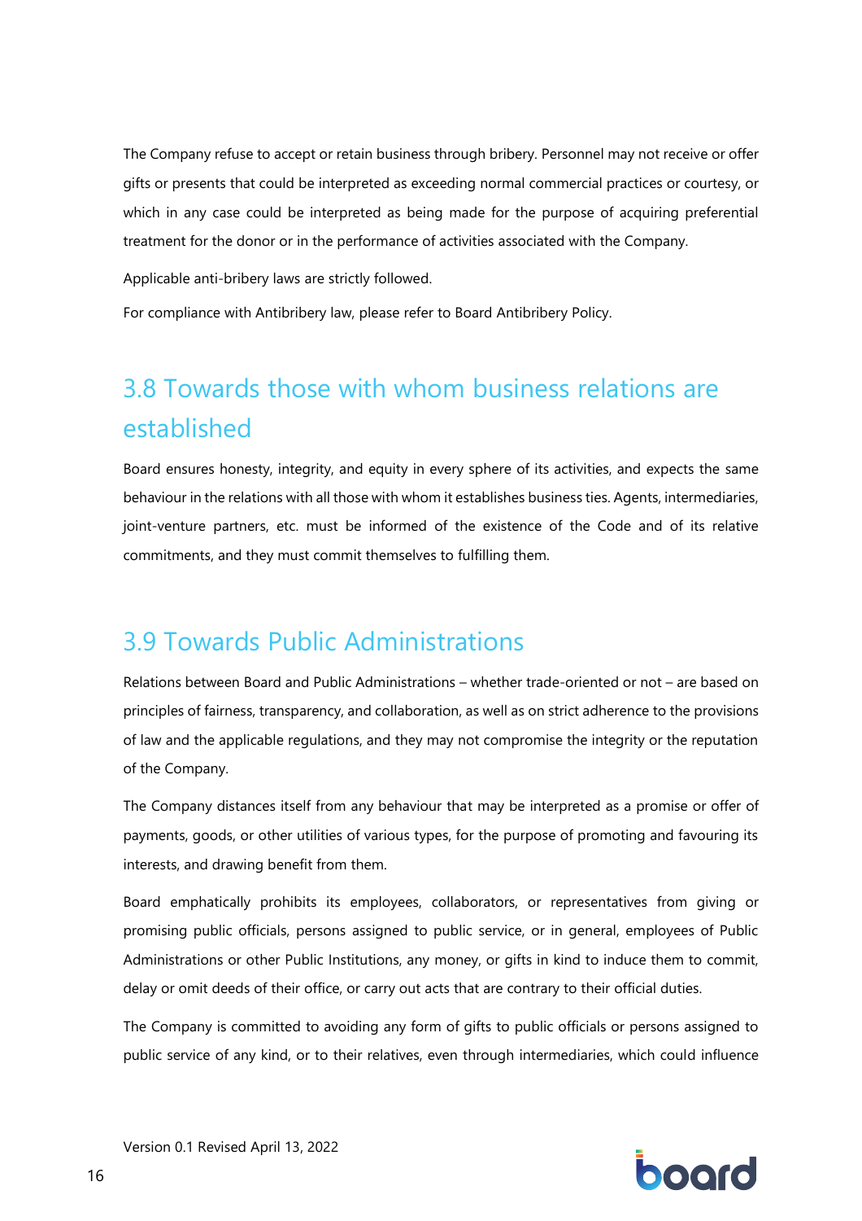The Company refuse to accept or retain business through bribery. Personnel may not receive or offer gifts or presents that could be interpreted as exceeding normal commercial practices or courtesy, or which in any case could be interpreted as being made for the purpose of acquiring preferential treatment for the donor or in the performance of activities associated with the Company.

Applicable anti-bribery laws are strictly followed.

For compliance with Antibribery law, please refer to Board Antibribery Policy.

## 3.8 Towards those with whom business relations are established

Board ensures honesty, integrity, and equity in every sphere of its activities, and expects the same behaviour in the relations with all those with whom it establishes business ties. Agents, intermediaries, joint-venture partners, etc. must be informed of the existence of the Code and of its relative commitments, and they must commit themselves to fulfilling them.

## 3.9 Towards Public Administrations

Relations between Board and Public Administrations – whether trade-oriented or not – are based on principles of fairness, transparency, and collaboration, as well as on strict adherence to the provisions of law and the applicable regulations, and they may not compromise the integrity or the reputation of the Company.

The Company distances itself from any behaviour that may be interpreted as a promise or offer of payments, goods, or other utilities of various types, for the purpose of promoting and favouring its interests, and drawing benefit from them.

Board emphatically prohibits its employees, collaborators, or representatives from giving or promising public officials, persons assigned to public service, or in general, employees of Public Administrations or other Public Institutions, any money, or gifts in kind to induce them to commit, delay or omit deeds of their office, or carry out acts that are contrary to their official duties.

The Company is committed to avoiding any form of gifts to public officials or persons assigned to public service of any kind, or to their relatives, even through intermediaries, which could influence

Version 0.1 Revised April 13, 2022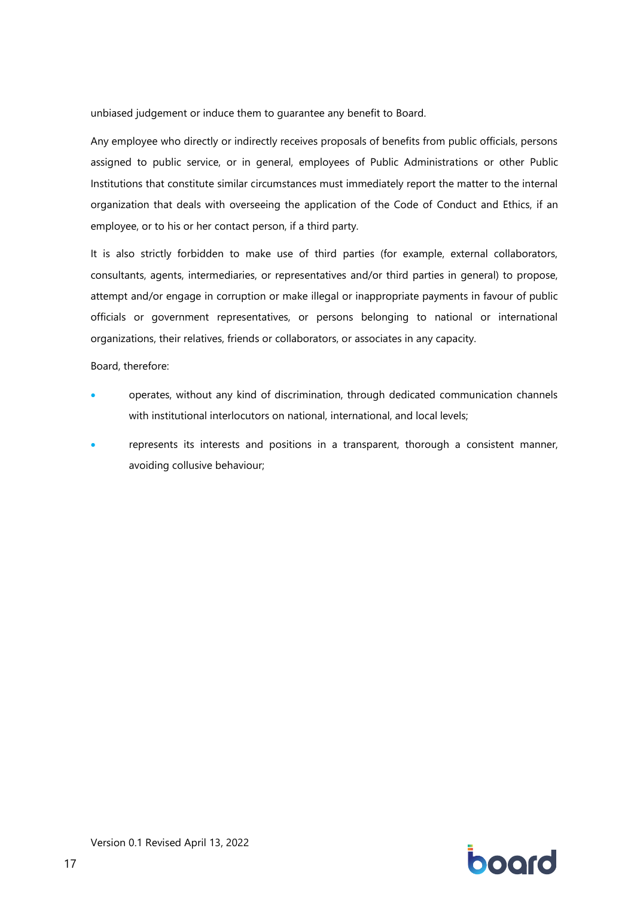unbiased judgement or induce them to guarantee any benefit to Board.

Any employee who directly or indirectly receives proposals of benefits from public officials, persons assigned to public service, or in general, employees of Public Administrations or other Public Institutions that constitute similar circumstances must immediately report the matter to the internal organization that deals with overseeing the application of the Code of Conduct and Ethics, if an employee, or to his or her contact person, if a third party.

It is also strictly forbidden to make use of third parties (for example, external collaborators, consultants, agents, intermediaries, or representatives and/or third parties in general) to propose, attempt and/or engage in corruption or make illegal or inappropriate payments in favour of public officials or government representatives, or persons belonging to national or international organizations, their relatives, friends or collaborators, or associates in any capacity.

Board, therefore:

- operates, without any kind of discrimination, through dedicated communication channels with institutional interlocutors on national, international, and local levels;
- represents its interests and positions in a transparent, thorough a consistent manner, avoiding collusive behaviour;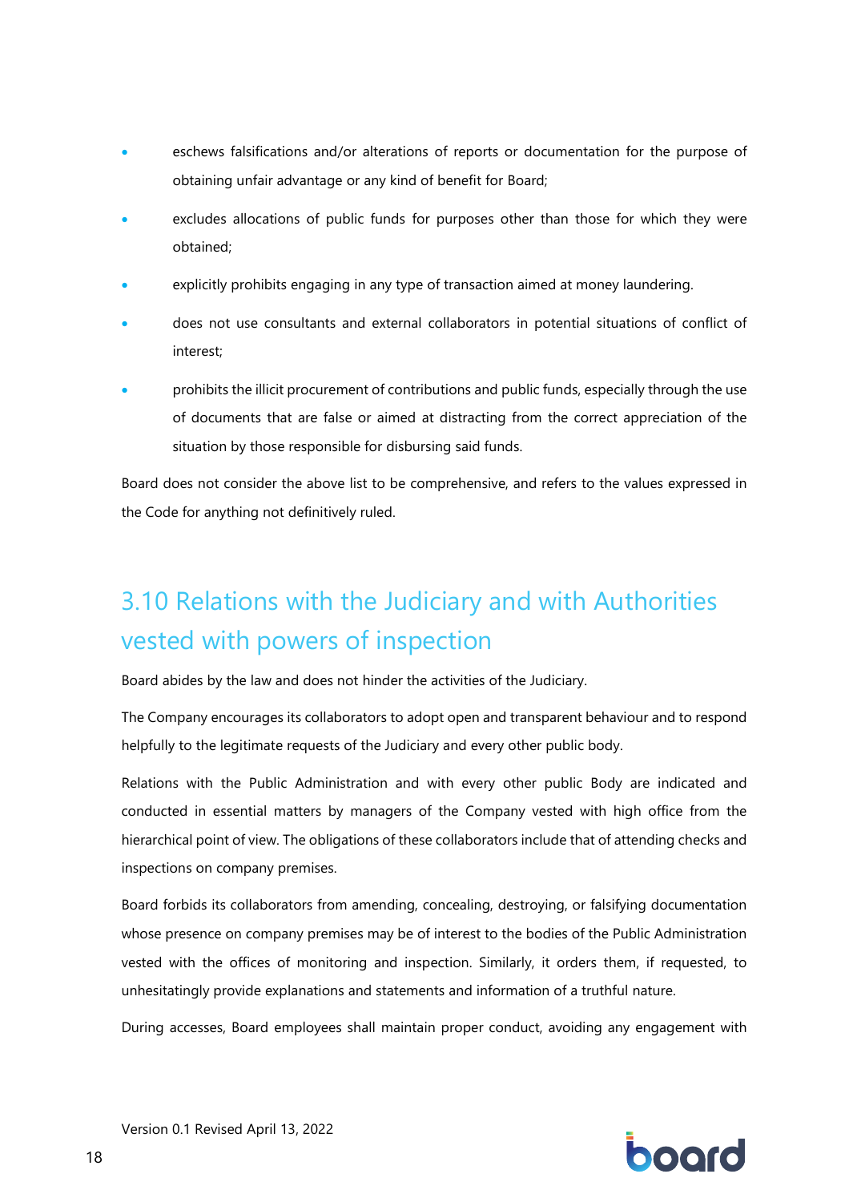- eschews falsifications and/or alterations of reports or documentation for the purpose of obtaining unfair advantage or any kind of benefit for Board;
- excludes allocations of public funds for purposes other than those for which they were obtained;
- explicitly prohibits engaging in any type of transaction aimed at money laundering.
- does not use consultants and external collaborators in potential situations of conflict of interest;
- prohibits the illicit procurement of contributions and public funds, especially through the use of documents that are false or aimed at distracting from the correct appreciation of the situation by those responsible for disbursing said funds.

Board does not consider the above list to be comprehensive, and refers to the values expressed in the Code for anything not definitively ruled.

## 3.10 Relations with the Judiciary and with Authorities vested with powers of inspection

Board abides by the law and does not hinder the activities of the Judiciary.

The Company encourages its collaborators to adopt open and transparent behaviour and to respond helpfully to the legitimate requests of the Judiciary and every other public body.

Relations with the Public Administration and with every other public Body are indicated and conducted in essential matters by managers of the Company vested with high office from the hierarchical point of view. The obligations of these collaborators include that of attending checks and inspections on company premises.

Board forbids its collaborators from amending, concealing, destroying, or falsifying documentation whose presence on company premises may be of interest to the bodies of the Public Administration vested with the offices of monitoring and inspection. Similarly, it orders them, if requested, to unhesitatingly provide explanations and statements and information of a truthful nature.

During accesses, Board employees shall maintain proper conduct, avoiding any engagement with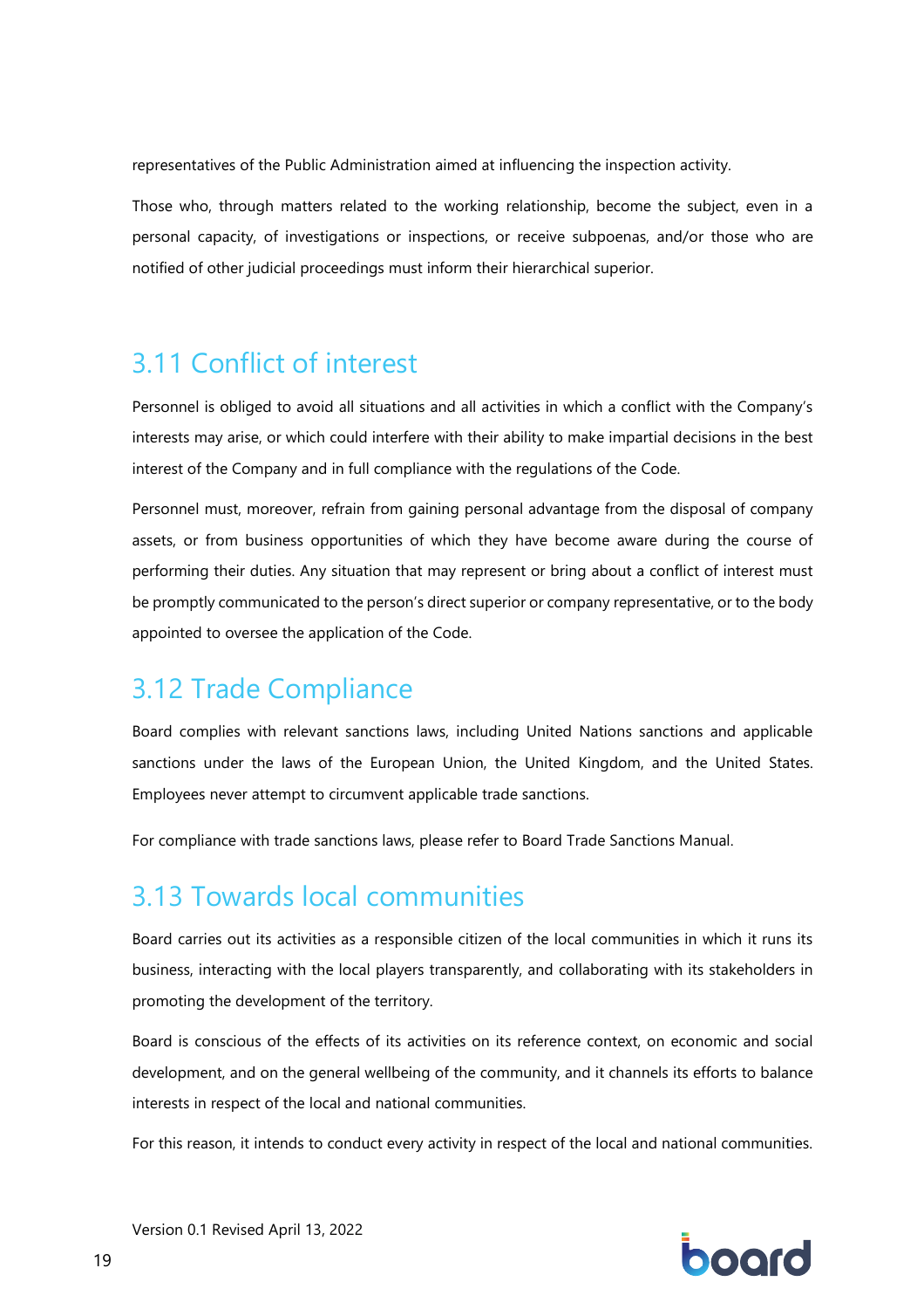representatives of the Public Administration aimed at influencing the inspection activity.

Those who, through matters related to the working relationship, become the subject, even in a personal capacity, of investigations or inspections, or receive subpoenas, and/or those who are notified of other judicial proceedings must inform their hierarchical superior.

## 3.11 Conflict of interest

Personnel is obliged to avoid all situations and all activities in which a conflict with the Company's interests may arise, or which could interfere with their ability to make impartial decisions in the best interest of the Company and in full compliance with the regulations of the Code.

Personnel must, moreover, refrain from gaining personal advantage from the disposal of company assets, or from business opportunities of which they have become aware during the course of performing their duties. Any situation that may represent or bring about a conflict of interest must be promptly communicated to the person's direct superior or company representative, or to the body appointed to oversee the application of the Code.

## 3.12 Trade Compliance

Board complies with relevant sanctions laws, including United Nations sanctions and applicable sanctions under the laws of the European Union, the United Kingdom, and the United States. Employees never attempt to circumvent applicable trade sanctions.

For compliance with trade sanctions laws, please refer to Board Trade Sanctions Manual.

## 3.13 Towards local communities

Board carries out its activities as a responsible citizen of the local communities in which it runs its business, interacting with the local players transparently, and collaborating with its stakeholders in promoting the development of the territory.

Board is conscious of the effects of its activities on its reference context, on economic and social development, and on the general wellbeing of the community, and it channels its efforts to balance interests in respect of the local and national communities.

For this reason, it intends to conduct every activity in respect of the local and national communities.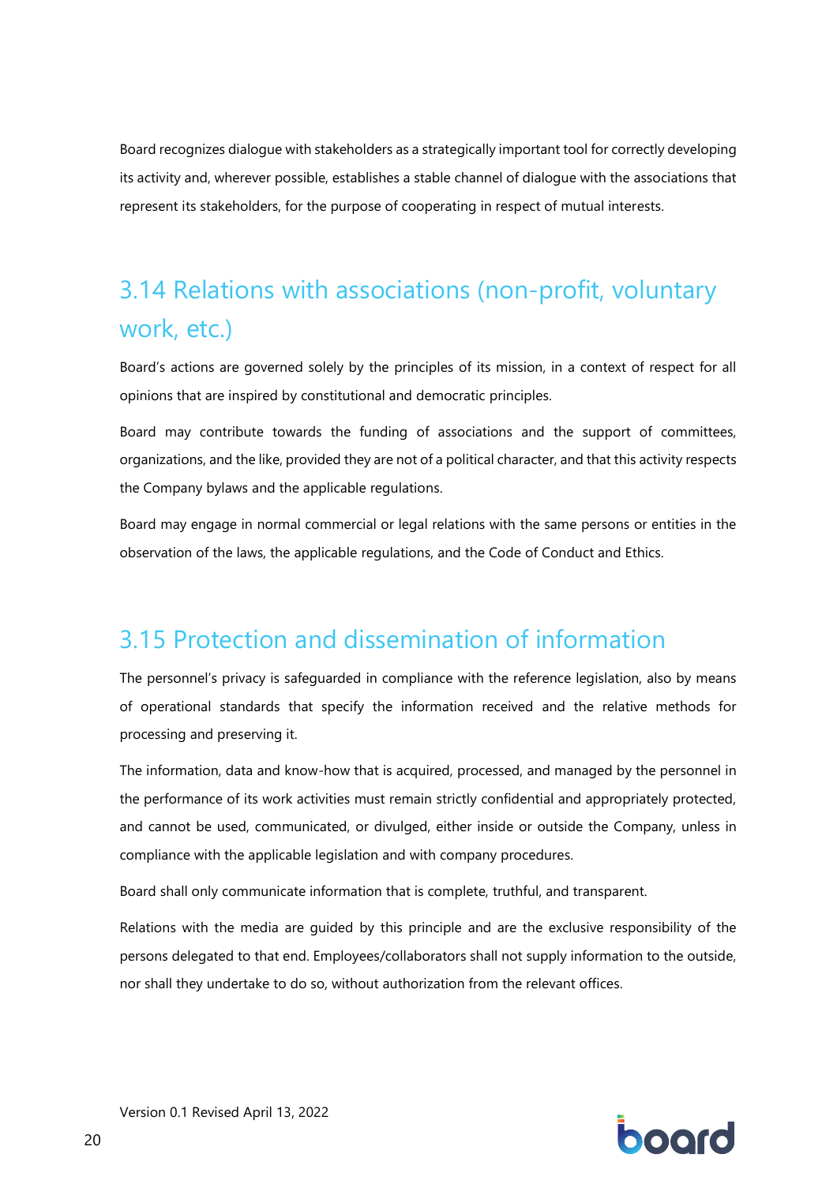Board recognizes dialogue with stakeholders as a strategically important tool for correctly developing its activity and, wherever possible, establishes a stable channel of dialogue with the associations that represent its stakeholders, for the purpose of cooperating in respect of mutual interests.

## 3.14 Relations with associations (non-profit, voluntary work, etc.)

Board's actions are governed solely by the principles of its mission, in a context of respect for all opinions that are inspired by constitutional and democratic principles.

Board may contribute towards the funding of associations and the support of committees, organizations, and the like, provided they are not of a political character, and that this activity respects the Company bylaws and the applicable regulations.

Board may engage in normal commercial or legal relations with the same persons or entities in the observation of the laws, the applicable regulations, and the Code of Conduct and Ethics.

## 3.15 Protection and dissemination of information

The personnel's privacy is safeguarded in compliance with the reference legislation, also by means of operational standards that specify the information received and the relative methods for processing and preserving it.

The information, data and know-how that is acquired, processed, and managed by the personnel in the performance of its work activities must remain strictly confidential and appropriately protected, and cannot be used, communicated, or divulged, either inside or outside the Company, unless in compliance with the applicable legislation and with company procedures.

Board shall only communicate information that is complete, truthful, and transparent.

Relations with the media are guided by this principle and are the exclusive responsibility of the persons delegated to that end. Employees/collaborators shall not supply information to the outside, nor shall they undertake to do so, without authorization from the relevant offices.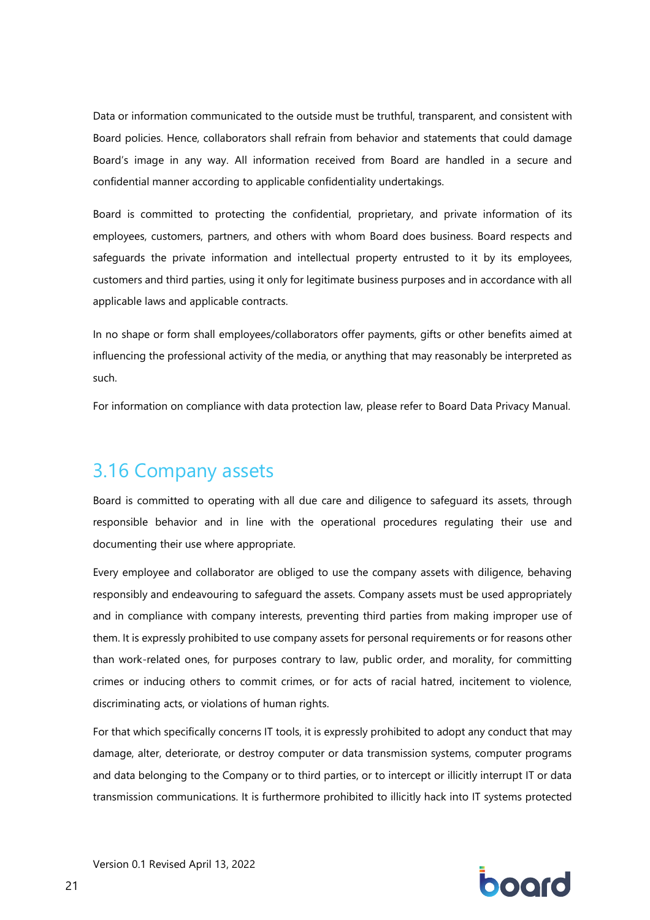Data or information communicated to the outside must be truthful, transparent, and consistent with Board policies. Hence, collaborators shall refrain from behavior and statements that could damage Board's image in any way. All information received from Board are handled in a secure and confidential manner according to applicable confidentiality undertakings.

Board is committed to protecting the confidential, proprietary, and private information of its employees, customers, partners, and others with whom Board does business. Board respects and safeguards the private information and intellectual property entrusted to it by its employees, customers and third parties, using it only for legitimate business purposes and in accordance with all applicable laws and applicable contracts.

In no shape or form shall employees/collaborators offer payments, gifts or other benefits aimed at influencing the professional activity of the media, or anything that may reasonably be interpreted as such.

For information on compliance with data protection law, please refer to Board Data Privacy Manual.

## 3.16 Company assets

Board is committed to operating with all due care and diligence to safeguard its assets, through responsible behavior and in line with the operational procedures regulating their use and documenting their use where appropriate.

Every employee and collaborator are obliged to use the company assets with diligence, behaving responsibly and endeavouring to safeguard the assets. Company assets must be used appropriately and in compliance with company interests, preventing third parties from making improper use of them. It is expressly prohibited to use company assets for personal requirements or for reasons other than work-related ones, for purposes contrary to law, public order, and morality, for committing crimes or inducing others to commit crimes, or for acts of racial hatred, incitement to violence, discriminating acts, or violations of human rights.

For that which specifically concerns IT tools, it is expressly prohibited to adopt any conduct that may damage, alter, deteriorate, or destroy computer or data transmission systems, computer programs and data belonging to the Company or to third parties, or to intercept or illicitly interrupt IT or data transmission communications. It is furthermore prohibited to illicitly hack into IT systems protected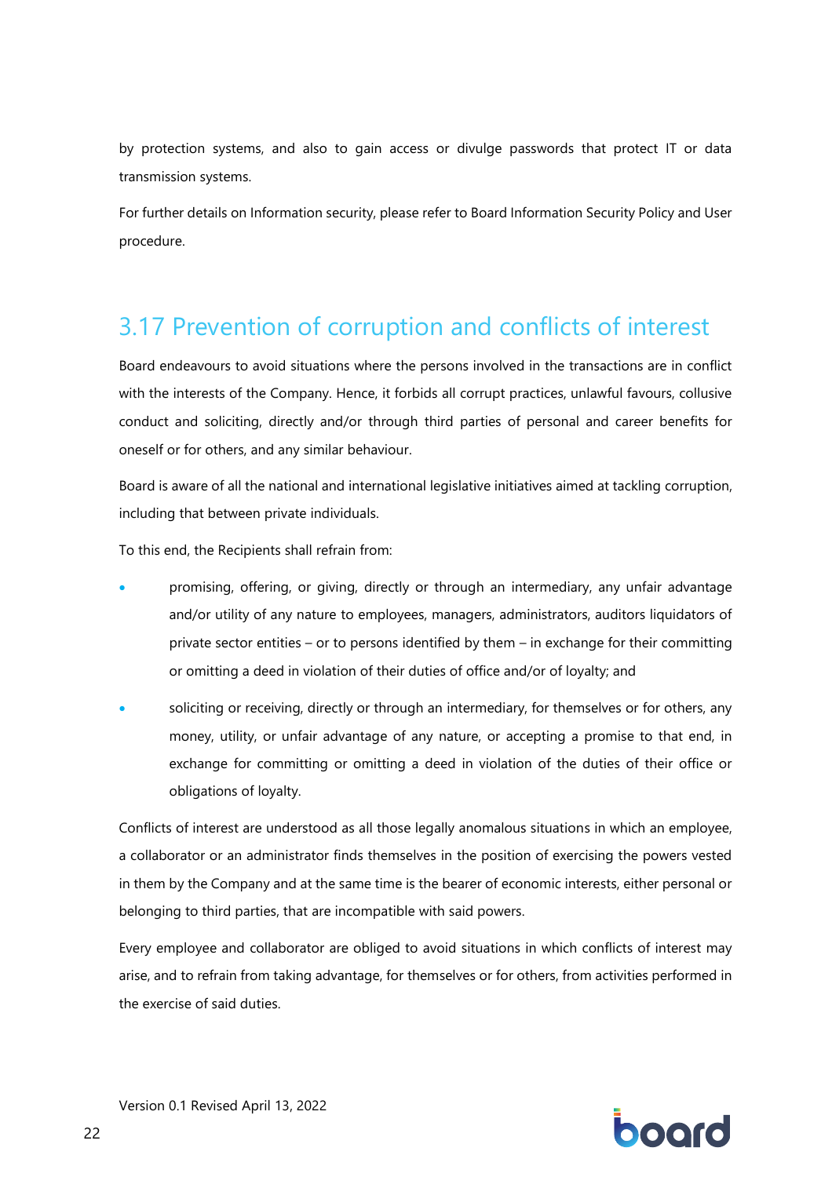by protection systems, and also to gain access or divulge passwords that protect IT or data transmission systems.

For further details on Information security, please refer to Board Information Security Policy and User procedure.

## 3.17 Prevention of corruption and conflicts of interest

Board endeavours to avoid situations where the persons involved in the transactions are in conflict with the interests of the Company. Hence, it forbids all corrupt practices, unlawful favours, collusive conduct and soliciting, directly and/or through third parties of personal and career benefits for oneself or for others, and any similar behaviour.

Board is aware of all the national and international legislative initiatives aimed at tackling corruption, including that between private individuals.

To this end, the Recipients shall refrain from:

- promising, offering, or giving, directly or through an intermediary, any unfair advantage and/or utility of any nature to employees, managers, administrators, auditors liquidators of private sector entities – or to persons identified by them – in exchange for their committing or omitting a deed in violation of their duties of office and/or of loyalty; and
- soliciting or receiving, directly or through an intermediary, for themselves or for others, any money, utility, or unfair advantage of any nature, or accepting a promise to that end, in exchange for committing or omitting a deed in violation of the duties of their office or obligations of loyalty.

Conflicts of interest are understood as all those legally anomalous situations in which an employee, a collaborator or an administrator finds themselves in the position of exercising the powers vested in them by the Company and at the same time is the bearer of economic interests, either personal or belonging to third parties, that are incompatible with said powers.

Every employee and collaborator are obliged to avoid situations in which conflicts of interest may arise, and to refrain from taking advantage, for themselves or for others, from activities performed in the exercise of said duties.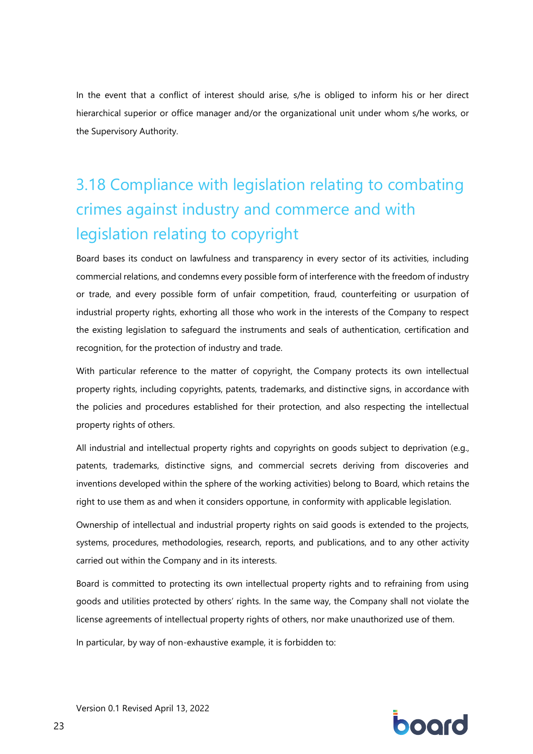In the event that a conflict of interest should arise, s/he is obliged to inform his or her direct hierarchical superior or office manager and/or the organizational unit under whom s/he works, or the Supervisory Authority.

## 3.18 Compliance with legislation relating to combating crimes against industry and commerce and with legislation relating to copyright

Board bases its conduct on lawfulness and transparency in every sector of its activities, including commercial relations, and condemns every possible form of interference with the freedom of industry or trade, and every possible form of unfair competition, fraud, counterfeiting or usurpation of industrial property rights, exhorting all those who work in the interests of the Company to respect the existing legislation to safeguard the instruments and seals of authentication, certification and recognition, for the protection of industry and trade.

With particular reference to the matter of copyright, the Company protects its own intellectual property rights, including copyrights, patents, trademarks, and distinctive signs, in accordance with the policies and procedures established for their protection, and also respecting the intellectual property rights of others.

All industrial and intellectual property rights and copyrights on goods subject to deprivation (e.g., patents, trademarks, distinctive signs, and commercial secrets deriving from discoveries and inventions developed within the sphere of the working activities) belong to Board, which retains the right to use them as and when it considers opportune, in conformity with applicable legislation.

Ownership of intellectual and industrial property rights on said goods is extended to the projects, systems, procedures, methodologies, research, reports, and publications, and to any other activity carried out within the Company and in its interests.

Board is committed to protecting its own intellectual property rights and to refraining from using goods and utilities protected by others' rights. In the same way, the Company shall not violate the license agreements of intellectual property rights of others, nor make unauthorized use of them.

In particular, by way of non-exhaustive example, it is forbidden to: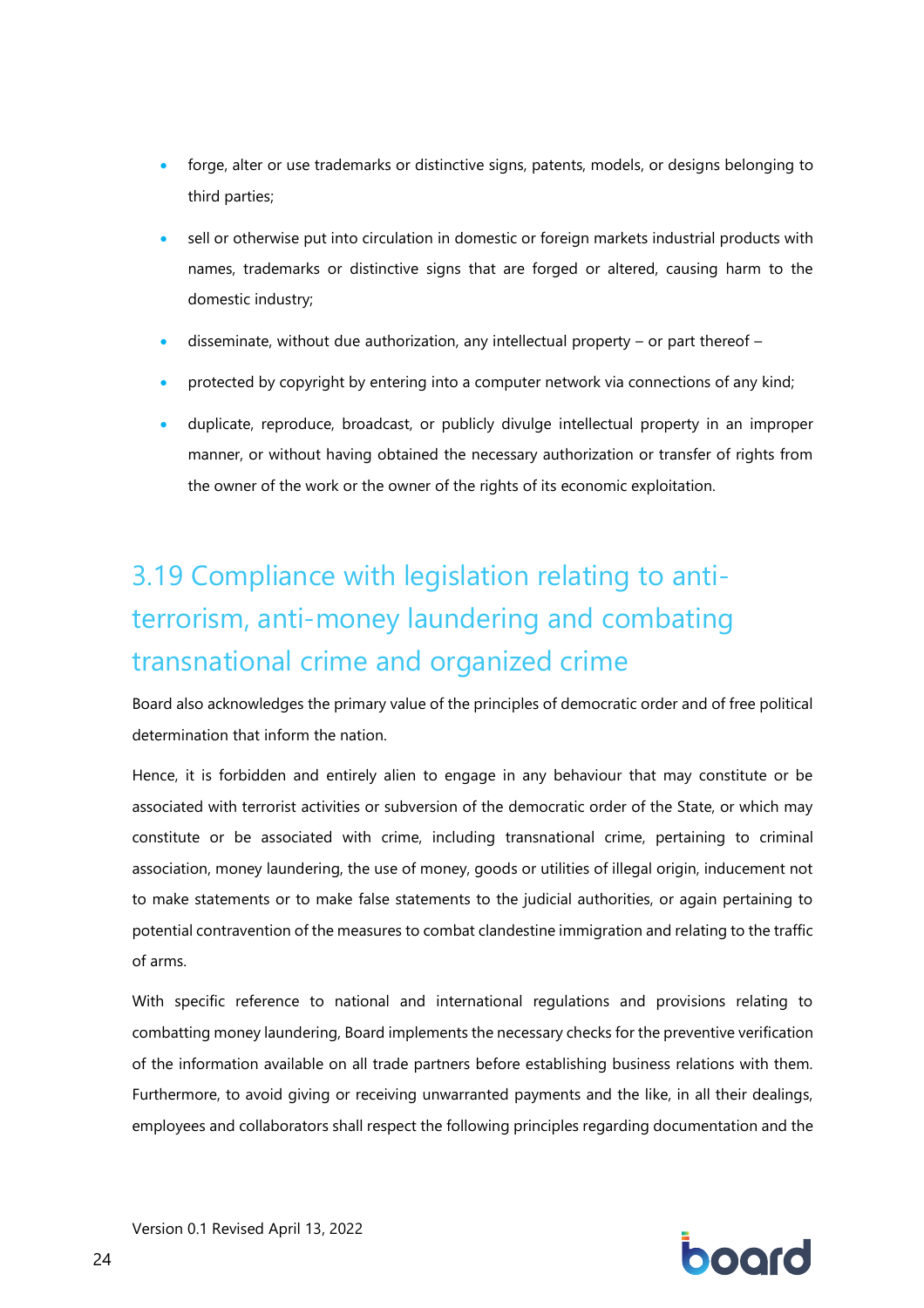- forge, alter or use trademarks or distinctive signs, patents, models, or designs belonging to third parties;
- sell or otherwise put into circulation in domestic or foreign markets industrial products with names, trademarks or distinctive signs that are forged or altered, causing harm to the domestic industry;
- disseminate, without due authorization, any intellectual property – or part thereof –
- protected by copyright by entering into a computer network via connections of any kind;
- duplicate, reproduce, broadcast, or publicly divulge intellectual property in an improper manner, or without having obtained the necessary authorization or transfer of rights from the owner of the work or the owner of the rights of its economic exploitation.

## 3.19 Compliance with legislation relating to anti-terrorism, anti-money laundering and combating transnational crime and organized crime

Board also acknowledges the primary value of the principles of democratic order and of free political determination that inform the nation.

Hence, it is forbidden and entirely alien to engage in any behaviour that may constitute or be associated with terrorist activities or subversion of the democratic order of the State, or which may constitute or be associated with crime, including transnational crime, pertaining to criminal association, money laundering, the use of money, goods or utilities of illegal origin, inducement not to make statements or to make false statements to the judicial authorities, or again pertaining to potential contravention of the measures to combat clandestine immigration and relating to the traffic of arms.

With specific reference to national and international regulations and provisions relating to combatting money laundering, Board implements the necessary checks for the preventive verification of the information available on all trade partners before establishing business relations with them. Furthermore, to avoid giving or receiving unwarranted payments and the like, in all their dealings, employees and collaborators shall respect the following principles regarding documentation and the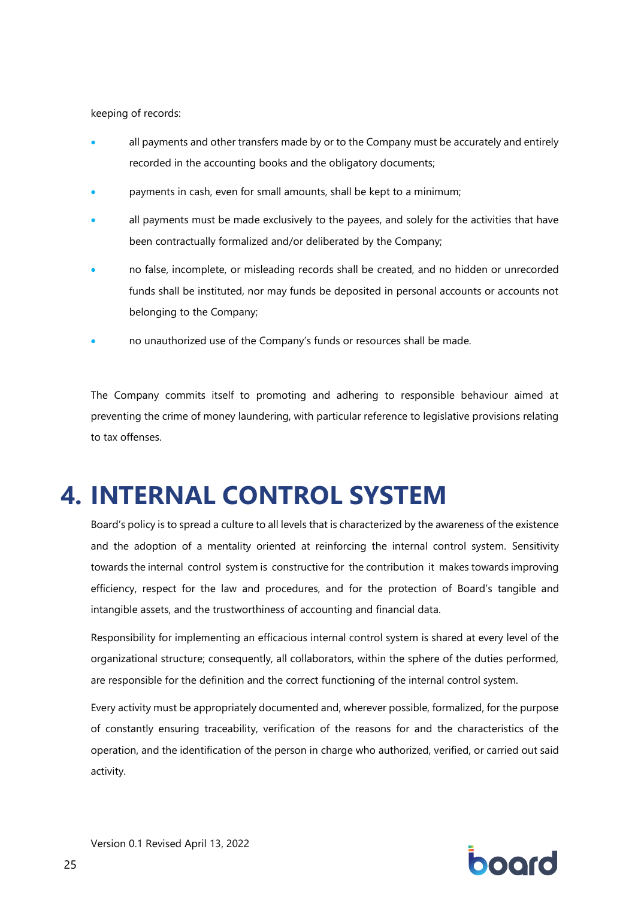keeping of records:

- all payments and other transfers made by or to the Company must be accurately and entirely recorded in the accounting books and the obligatory documents;
- payments in cash, even for small amounts, shall be kept to a minimum;
- all payments must be made exclusively to the payees, and solely for the activities that have been contractually formalized and/or deliberated by the Company;
- no false, incomplete, or misleading records shall be created, and no hidden or unrecorded funds shall be instituted, nor may funds be deposited in personal accounts or accounts not belonging to the Company;
- no unauthorized use of the Company's funds or resources shall be made.

The Company commits itself to promoting and adhering to responsible behaviour aimed at preventing the crime of money laundering, with particular reference to legislative provisions relating to tax offenses.

# 4. INTERNAL CONTROL SYSTEM

Board's policy is to spread a culture to all levels that is characterized by the awareness of the existence and the adoption of a mentality oriented at reinforcing the internal control system. Sensitivity towards the internal control system is constructive for the contribution it makes towards improving efficiency, respect for the law and procedures, and for the protection of Board's tangible and intangible assets, and the trustworthiness of accounting and financial data.

Responsibility for implementing an efficacious internal control system is shared at every level of the organizational structure; consequently, all collaborators, within the sphere of the duties performed, are responsible for the definition and the correct functioning of the internal control system.

Every activity must be appropriately documented and, wherever possible, formalized, for the purpose of constantly ensuring traceability, verification of the reasons for and the characteristics of the operation, and the identification of the person in charge who authorized, verified, or carried out said activity.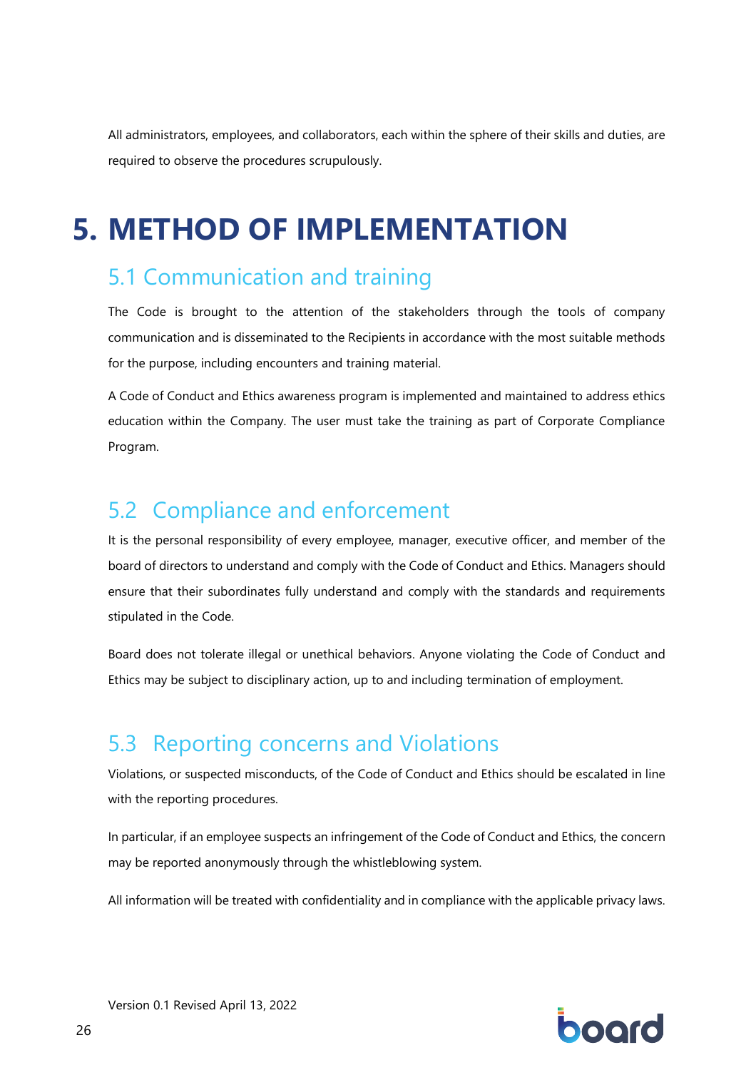All administrators, employees, and collaborators, each within the sphere of their skills and duties, are required to observe the procedures scrupulously.

# 5. METHOD OF IMPLEMENTATION

## 5.1 Communication and training

The Code is brought to the attention of the stakeholders through the tools of company communication and is disseminated to the Recipients in accordance with the most suitable methods for the purpose, including encounters and training material.

A Code of Conduct and Ethics awareness program is implemented and maintained to address ethics education within the Company. The user must take the training as part of Corporate Compliance Program.

## 5.2 Compliance and enforcement

It is the personal responsibility of every employee, manager, executive officer, and member of the board of directors to understand and comply with the Code of Conduct and Ethics. Managers should ensure that their subordinates fully understand and comply with the standards and requirements stipulated in the Code.

Board does not tolerate illegal or unethical behaviors. Anyone violating the Code of Conduct and Ethics may be subject to disciplinary action, up to and including termination of employment.

## 5.3 Reporting concerns and Violations

Violations, or suspected misconducts, of the Code of Conduct and Ethics should be escalated in line with the reporting procedures.

In particular, if an employee suspects an infringement of the Code of Conduct and Ethics, the concern may be reported anonymously through the whistleblowing system.

All information will be treated with confidentiality and in compliance with the applicable privacy laws.

Version 0.1 Revised April 13, 2022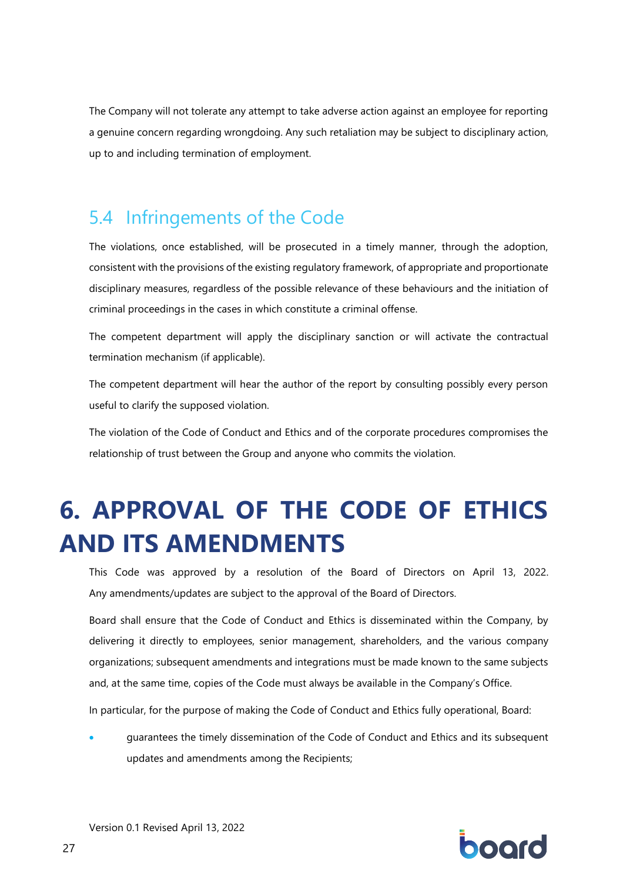The Company will not tolerate any attempt to take adverse action against an employee for reporting a genuine concern regarding wrongdoing. Any such retaliation may be subject to disciplinary action, up to and including termination of employment.

## 5.4 Infringements of the Code

The violations, once established, will be prosecuted in a timely manner, through the adoption, consistent with the provisions of the existing regulatory framework, of appropriate and proportionate disciplinary measures, regardless of the possible relevance of these behaviours and the initiation of criminal proceedings in the cases in which constitute a criminal offense.

The competent department will apply the disciplinary sanction or will activate the contractual termination mechanism (if applicable).

The competent department will hear the author of the report by consulting possibly every person useful to clarify the supposed violation.

The violation of the Code of Conduct and Ethics and of the corporate procedures compromises the relationship of trust between the Group and anyone who commits the violation.

# 6. APPROVAL OF THE CODE OF ETHICS AND ITS AMENDMENTS

This Code was approved by a resolution of the Board of Directors on April 13, 2022. Any amendments/updates are subject to the approval of the Board of Directors.

Board shall ensure that the Code of Conduct and Ethics is disseminated within the Company, by delivering it directly to employees, senior management, shareholders, and the various company organizations; subsequent amendments and integrations must be made known to the same subjects and, at the same time, copies of the Code must always be available in the Company's Office.

In particular, for the purpose of making the Code of Conduct and Ethics fully operational, Board:

- guarantees the timely dissemination of the Code of Conduct and Ethics and its subsequent updates and amendments among the Recipients;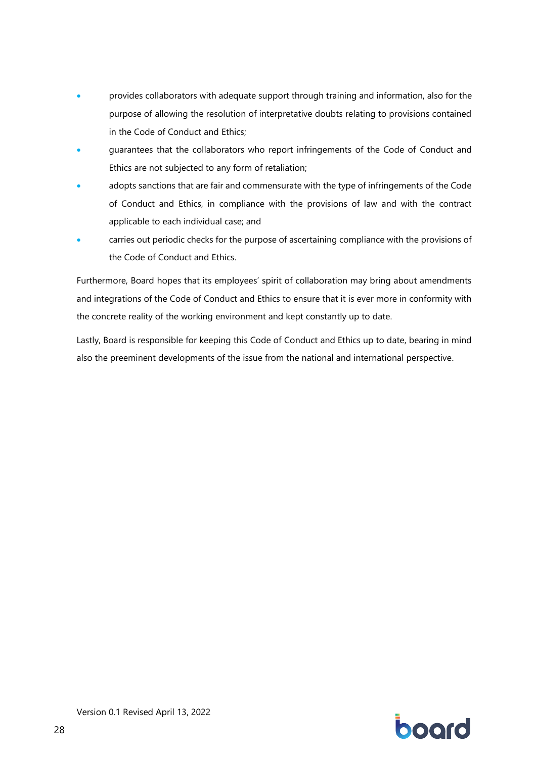- provides collaborators with adequate support through training and information, also for the purpose of allowing the resolution of interpretative doubts relating to provisions contained in the Code of Conduct and Ethics;
- guarantees that the collaborators who report infringements of the Code of Conduct and Ethics are not subjected to any form of retaliation;
- adopts sanctions that are fair and commensurate with the type of infringements of the Code of Conduct and Ethics, in compliance with the provisions of law and with the contract applicable to each individual case; and
- carries out periodic checks for the purpose of ascertaining compliance with the provisions of the Code of Conduct and Ethics.

Furthermore, Board hopes that its employees' spirit of collaboration may bring about amendments and integrations of the Code of Conduct and Ethics to ensure that it is ever more in conformity with the concrete reality of the working environment and kept constantly up to date.

Lastly, Board is responsible for keeping this Code of Conduct and Ethics up to date, bearing in mind also the preeminent developments of the issue from the national and international perspective.